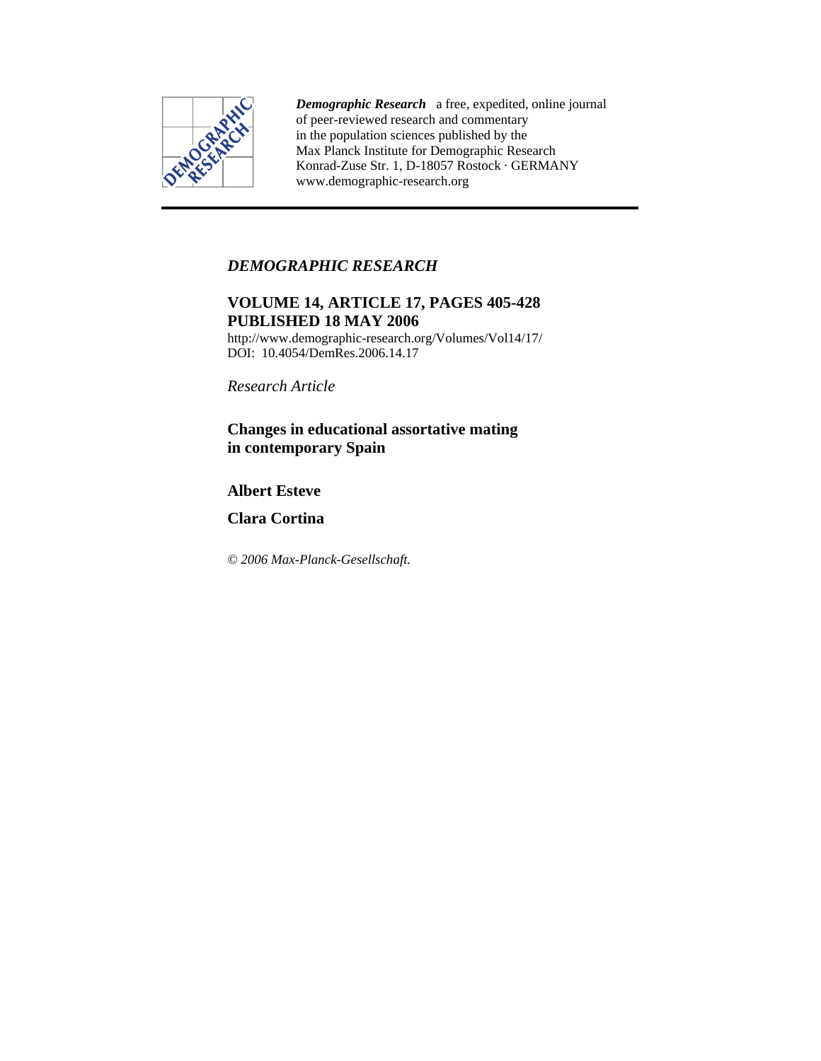***Demographic Research*** a free, expedited, online journal
of peer-reviewed research and commentary
in the population sciences published by the
Max Planck Institute for Demographic Research
Konrad-Zuse Str. 1, D-18057 Rostock · GERMANY
www.demographic-research.org

---

*DEMOGRAPHIC RESEARCH*

**VOLUME 14, ARTICLE 17, PAGES 405-428**
**PUBLISHED 18 MAY 2006**
http://www.demographic-research.org/Volumes/Vol14/17/
DOI: 10.4054/DemRes.2006.14.17

*Research Article*

# Changes in educational assortative mating in contemporary Spain

**Albert Esteve**

**Clara Cortina**

*© 2006 Max-Planck-Gesellschaft.*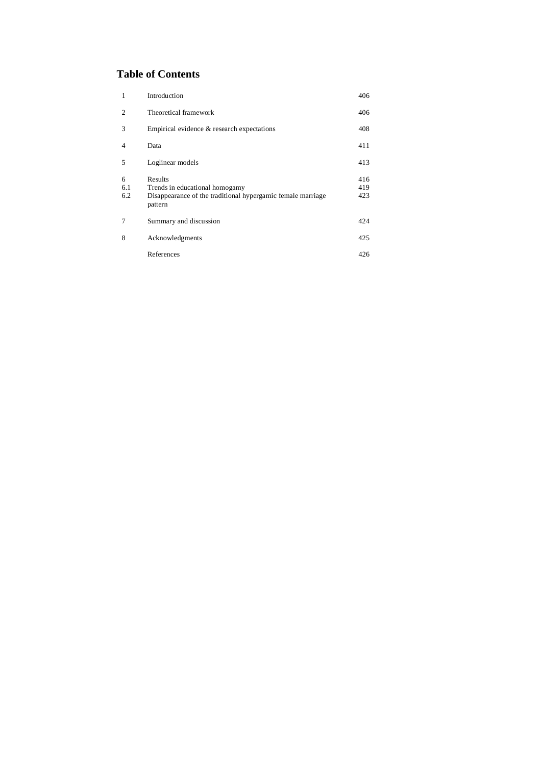# Table of Contents

| | | |
|---|---|---|
| 1 | Introduction | 406 |
| 2 | Theoretical framework | 406 |
| 3 | Empirical evidence & research expectations | 408 |
| 4 | Data | 411 |
| 5 | Loglinear models | 413 |
| 6 | Results | 416 |
| 6.1 | Trends in educational homogamy | 419 |
| 6.2 | Disappearance of the traditional hypergamic female marriage pattern | 423 |
| 7 | Summary and discussion | 424 |
| 8 | Acknowledgments | 425 |
| | References | 426 |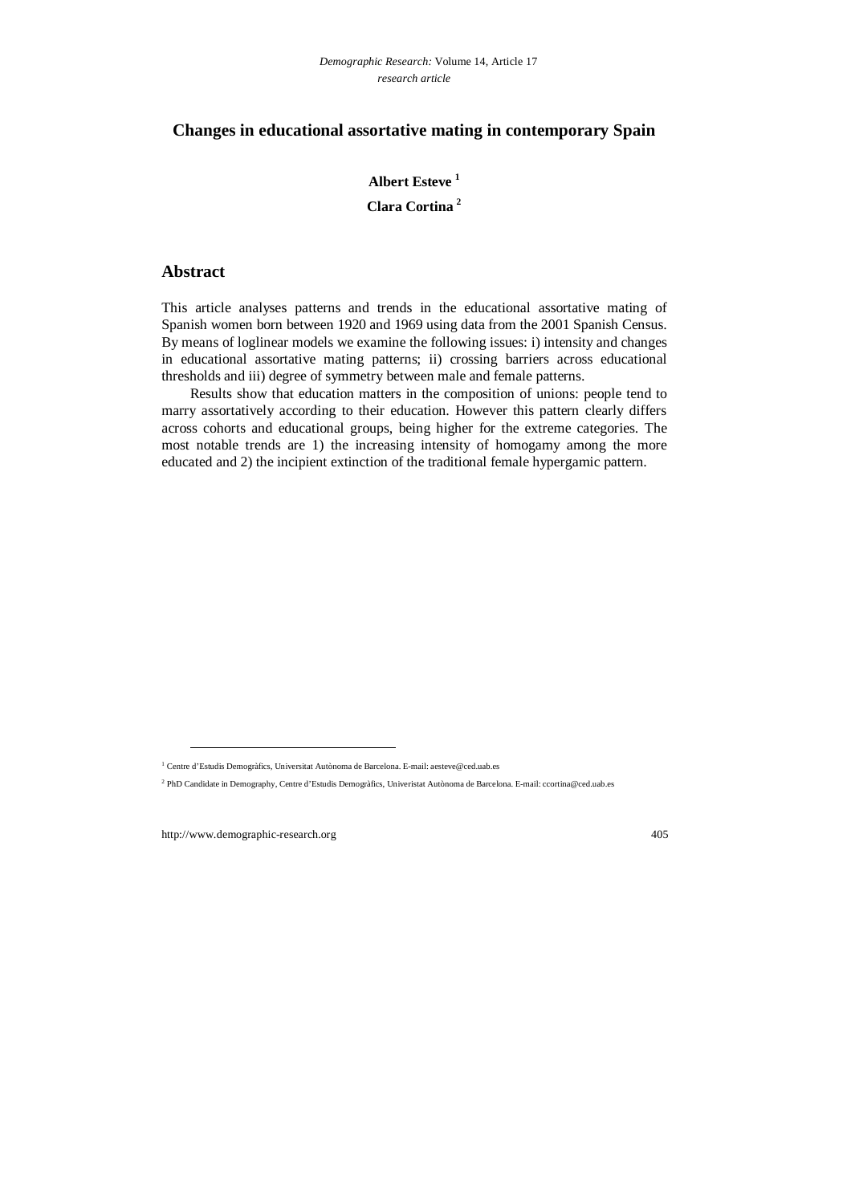# Changes in educational assortative mating in contemporary Spain

**Albert Esteve** [1]

**Clara Cortina** [2]

## Abstract

This article analyses patterns and trends in the educational assortative mating of Spanish women born between 1920 and 1969 using data from the 2001 Spanish Census. By means of loglinear models we examine the following issues: i) intensity and changes in educational assortative mating patterns; ii) crossing barriers across educational thresholds and iii) degree of symmetry between male and female patterns.

Results show that education matters in the composition of unions: people tend to marry assortatively according to their education. However this pattern clearly differs across cohorts and educational groups, being higher for the extreme categories. The most notable trends are 1) the increasing intensity of homogamy among the more educated and 2) the incipient extinction of the traditional female hypergamic pattern.

[1] Centre d'Estudis Demogràfics, Universitat Autònoma de Barcelona. E-mail: aesteve@ced.uab.es

[2] PhD Candidate in Demography, Centre d'Estudis Demogràfics, Univeristat Autònoma de Barcelona. E-mail: ccortina@ced.uab.es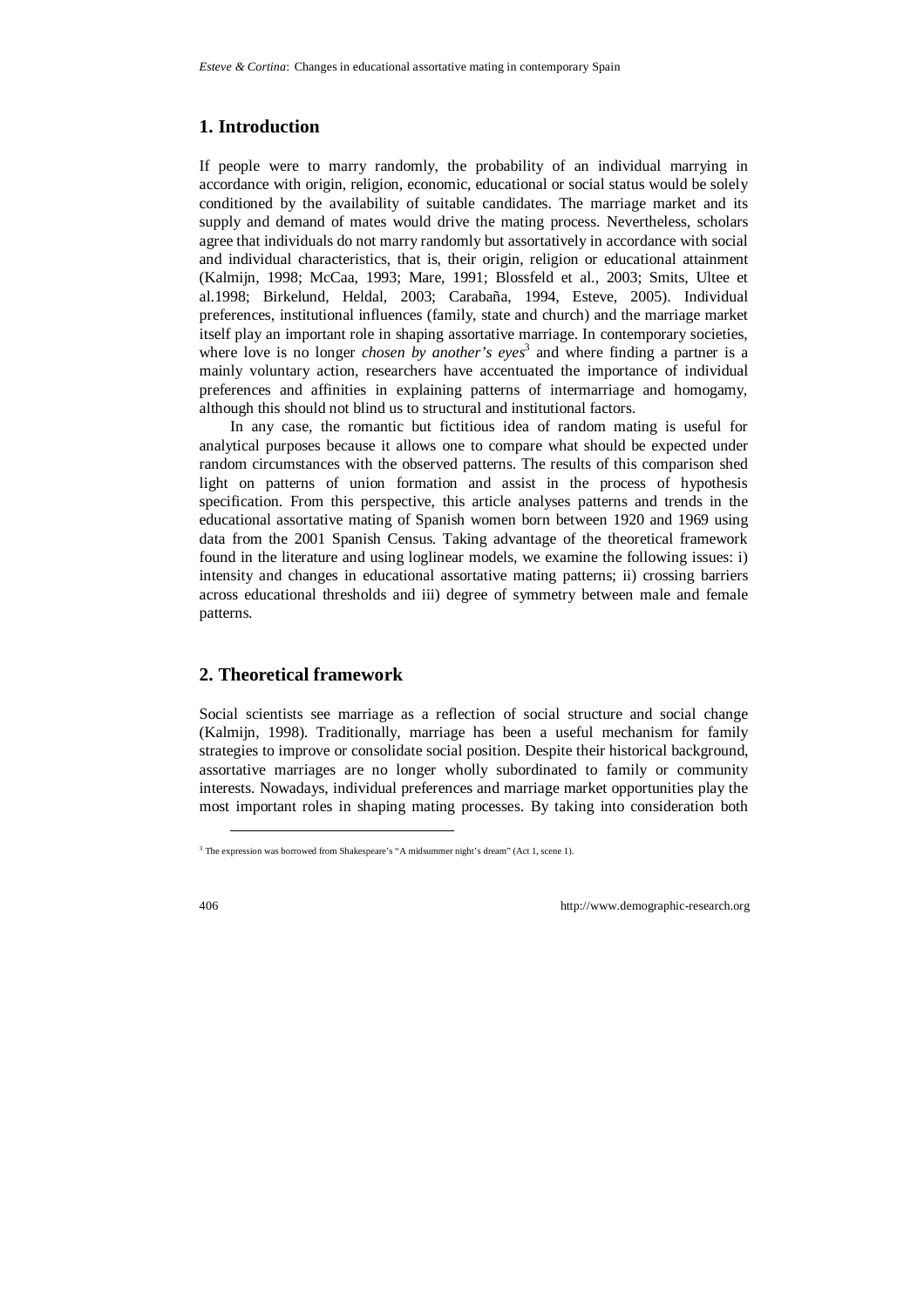## 1. Introduction

If people were to marry randomly, the probability of an individual marrying in accordance with origin, religion, economic, educational or social status would be solely conditioned by the availability of suitable candidates. The marriage market and its supply and demand of mates would drive the mating process. Nevertheless, scholars agree that individuals do not marry randomly but assortatively in accordance with social and individual characteristics, that is, their origin, religion or educational attainment (Kalmijn, 1998; McCaa, 1993; Mare, 1991; Blossfeld et al., 2003; Smits, Ultee et al.1998; Birkelund, Heldal, 2003; Carabaña, 1994, Esteve, 2005). Individual preferences, institutional influences (family, state and church) and the marriage market itself play an important role in shaping assortative marriage. In contemporary societies, where love is no longer *chosen by another's eyes*[3] and where finding a partner is a mainly voluntary action, researchers have accentuated the importance of individual preferences and affinities in explaining patterns of intermarriage and homogamy, although this should not blind us to structural and institutional factors.

In any case, the romantic but fictitious idea of random mating is useful for analytical purposes because it allows one to compare what should be expected under random circumstances with the observed patterns. The results of this comparison shed light on patterns of union formation and assist in the process of hypothesis specification. From this perspective, this article analyses patterns and trends in the educational assortative mating of Spanish women born between 1920 and 1969 using data from the 2001 Spanish Census. Taking advantage of the theoretical framework found in the literature and using loglinear models, we examine the following issues: i) intensity and changes in educational assortative mating patterns; ii) crossing barriers across educational thresholds and iii) degree of symmetry between male and female patterns.

## 2. Theoretical framework

Social scientists see marriage as a reflection of social structure and social change (Kalmijn, 1998). Traditionally, marriage has been a useful mechanism for family strategies to improve or consolidate social position. Despite their historical background, assortative marriages are no longer wholly subordinated to family or community interests. Nowadays, individual preferences and marriage market opportunities play the most important roles in shaping mating processes. By taking into consideration both

[3] The expression was borrowed from Shakespeare's "A midsummer night's dream" (Act 1, scene 1).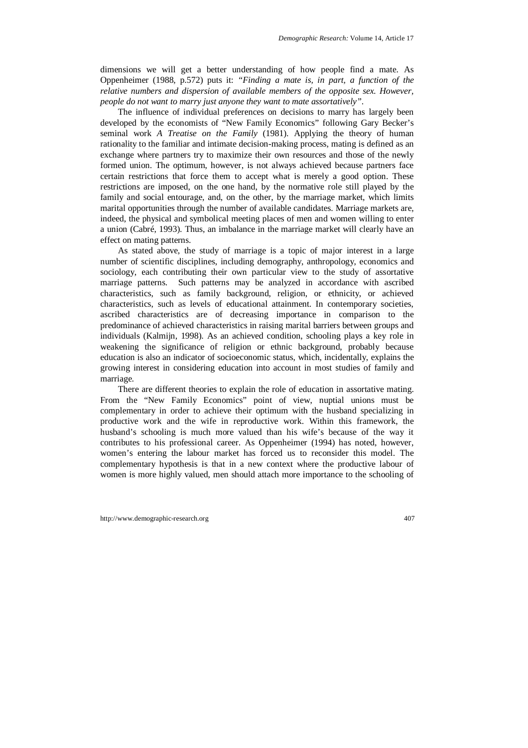dimensions we will get a better understanding of how people find a mate. As Oppenheimer (1988, p.572) puts it: *"Finding a mate is, in part, a function of the relative numbers and dispersion of available members of the opposite sex. However, people do not want to marry just anyone they want to mate assortatively"*.

The influence of individual preferences on decisions to marry has largely been developed by the economists of "New Family Economics" following Gary Becker's seminal work *A Treatise on the Family* (1981). Applying the theory of human rationality to the familiar and intimate decision-making process, mating is defined as an exchange where partners try to maximize their own resources and those of the newly formed union. The optimum, however, is not always achieved because partners face certain restrictions that force them to accept what is merely a good option. These restrictions are imposed, on the one hand, by the normative role still played by the family and social entourage, and, on the other, by the marriage market, which limits marital opportunities through the number of available candidates. Marriage markets are, indeed, the physical and symbolical meeting places of men and women willing to enter a union (Cabré, 1993). Thus, an imbalance in the marriage market will clearly have an effect on mating patterns.

As stated above, the study of marriage is a topic of major interest in a large number of scientific disciplines, including demography, anthropology, economics and sociology, each contributing their own particular view to the study of assortative marriage patterns. Such patterns may be analyzed in accordance with ascribed characteristics, such as family background, religion, or ethnicity, or achieved characteristics, such as levels of educational attainment. In contemporary societies, ascribed characteristics are of decreasing importance in comparison to the predominance of achieved characteristics in raising marital barriers between groups and individuals (Kalmijn, 1998). As an achieved condition, schooling plays a key role in weakening the significance of religion or ethnic background, probably because education is also an indicator of socioeconomic status, which, incidentally, explains the growing interest in considering education into account in most studies of family and marriage.

There are different theories to explain the role of education in assortative mating. From the "New Family Economics" point of view, nuptial unions must be complementary in order to achieve their optimum with the husband specializing in productive work and the wife in reproductive work. Within this framework, the husband's schooling is much more valued than his wife's because of the way it contributes to his professional career. As Oppenheimer (1994) has noted, however, women's entering the labour market has forced us to reconsider this model. The complementary hypothesis is that in a new context where the productive labour of women is more highly valued, men should attach more importance to the schooling of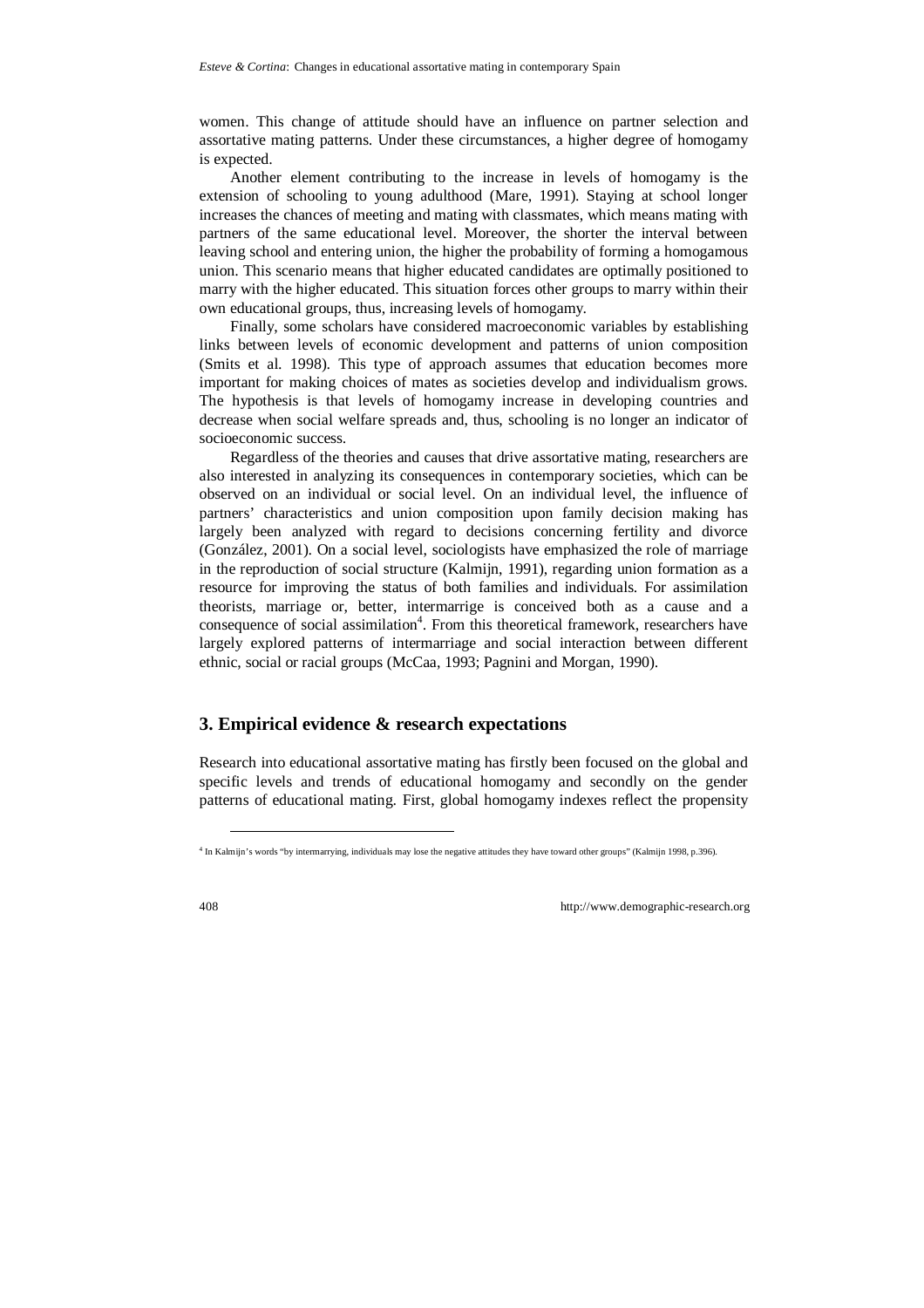women. This change of attitude should have an influence on partner selection and assortative mating patterns. Under these circumstances, a higher degree of homogamy is expected.

Another element contributing to the increase in levels of homogamy is the extension of schooling to young adulthood (Mare, 1991). Staying at school longer increases the chances of meeting and mating with classmates, which means mating with partners of the same educational level. Moreover, the shorter the interval between leaving school and entering union, the higher the probability of forming a homogamous union. This scenario means that higher educated candidates are optimally positioned to marry with the higher educated. This situation forces other groups to marry within their own educational groups, thus, increasing levels of homogamy.

Finally, some scholars have considered macroeconomic variables by establishing links between levels of economic development and patterns of union composition (Smits et al. 1998). This type of approach assumes that education becomes more important for making choices of mates as societies develop and individualism grows. The hypothesis is that levels of homogamy increase in developing countries and decrease when social welfare spreads and, thus, schooling is no longer an indicator of socioeconomic success.

Regardless of the theories and causes that drive assortative mating, researchers are also interested in analyzing its consequences in contemporary societies, which can be observed on an individual or social level. On an individual level, the influence of partners' characteristics and union composition upon family decision making has largely been analyzed with regard to decisions concerning fertility and divorce (González, 2001). On a social level, sociologists have emphasized the role of marriage in the reproduction of social structure (Kalmijn, 1991), regarding union formation as a resource for improving the status of both families and individuals. For assimilation theorists, marriage or, better, intermarrige is conceived both as a cause and a consequence of social assimilation[4]. From this theoretical framework, researchers have largely explored patterns of intermarriage and social interaction between different ethnic, social or racial groups (McCaa, 1993; Pagnini and Morgan, 1990).

## 3. Empirical evidence & research expectations

Research into educational assortative mating has firstly been focused on the global and specific levels and trends of educational homogamy and secondly on the gender patterns of educational mating. First, global homogamy indexes reflect the propensity

[4] In Kalmijn's words "by intermarrying, individuals may lose the negative attitudes they have toward other groups" (Kalmijn 1998, p.396).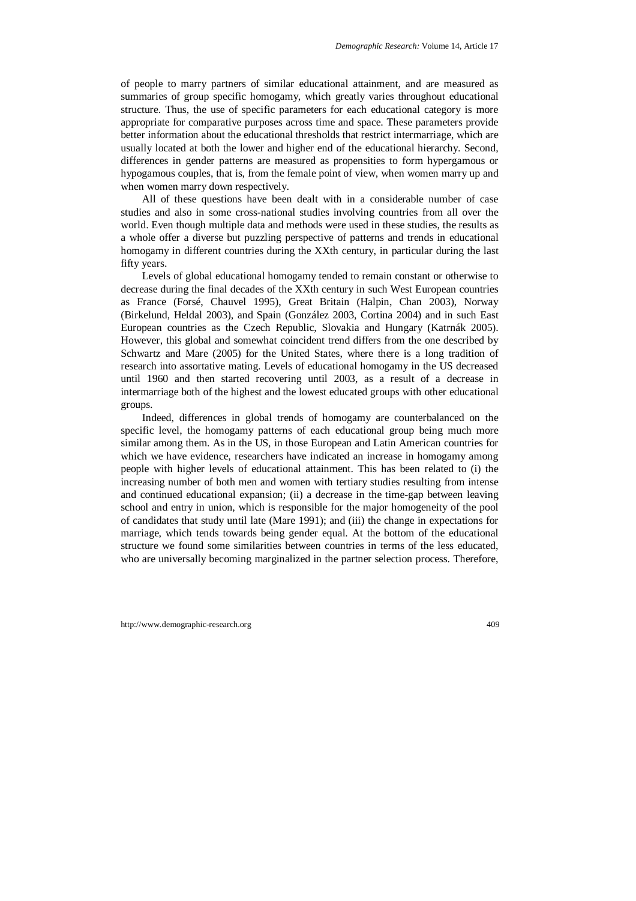of people to marry partners of similar educational attainment, and are measured as summaries of group specific homogamy, which greatly varies throughout educational structure. Thus, the use of specific parameters for each educational category is more appropriate for comparative purposes across time and space. These parameters provide better information about the educational thresholds that restrict intermarriage, which are usually located at both the lower and higher end of the educational hierarchy. Second, differences in gender patterns are measured as propensities to form hypergamous or hypogamous couples, that is, from the female point of view, when women marry up and when women marry down respectively.

All of these questions have been dealt with in a considerable number of case studies and also in some cross-national studies involving countries from all over the world. Even though multiple data and methods were used in these studies, the results as a whole offer a diverse but puzzling perspective of patterns and trends in educational homogamy in different countries during the XXth century, in particular during the last fifty years.

Levels of global educational homogamy tended to remain constant or otherwise to decrease during the final decades of the XXth century in such West European countries as France (Forsé, Chauvel 1995), Great Britain (Halpin, Chan 2003), Norway (Birkelund, Heldal 2003), and Spain (González 2003, Cortina 2004) and in such East European countries as the Czech Republic, Slovakia and Hungary (Katrnák 2005). However, this global and somewhat coincident trend differs from the one described by Schwartz and Mare (2005) for the United States, where there is a long tradition of research into assortative mating. Levels of educational homogamy in the US decreased until 1960 and then started recovering until 2003, as a result of a decrease in intermarriage both of the highest and the lowest educated groups with other educational groups.

Indeed, differences in global trends of homogamy are counterbalanced on the specific level, the homogamy patterns of each educational group being much more similar among them. As in the US, in those European and Latin American countries for which we have evidence, researchers have indicated an increase in homogamy among people with higher levels of educational attainment. This has been related to (i) the increasing number of both men and women with tertiary studies resulting from intense and continued educational expansion; (ii) a decrease in the time-gap between leaving school and entry in union, which is responsible for the major homogeneity of the pool of candidates that study until late (Mare 1991); and (iii) the change in expectations for marriage, which tends towards being gender equal. At the bottom of the educational structure we found some similarities between countries in terms of the less educated, who are universally becoming marginalized in the partner selection process. Therefore,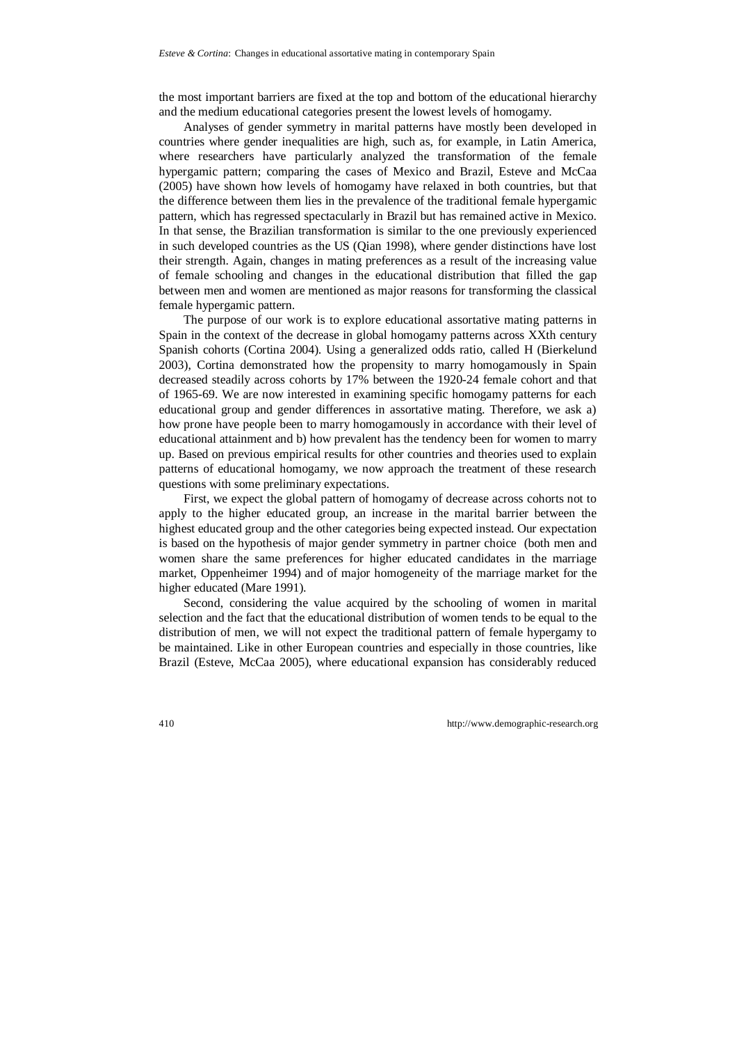the most important barriers are fixed at the top and bottom of the educational hierarchy and the medium educational categories present the lowest levels of homogamy.

Analyses of gender symmetry in marital patterns have mostly been developed in countries where gender inequalities are high, such as, for example, in Latin America, where researchers have particularly analyzed the transformation of the female hypergamic pattern; comparing the cases of Mexico and Brazil, Esteve and McCaa (2005) have shown how levels of homogamy have relaxed in both countries, but that the difference between them lies in the prevalence of the traditional female hypergamic pattern, which has regressed spectacularly in Brazil but has remained active in Mexico. In that sense, the Brazilian transformation is similar to the one previously experienced in such developed countries as the US (Qian 1998), where gender distinctions have lost their strength. Again, changes in mating preferences as a result of the increasing value of female schooling and changes in the educational distribution that filled the gap between men and women are mentioned as major reasons for transforming the classical female hypergamic pattern.

The purpose of our work is to explore educational assortative mating patterns in Spain in the context of the decrease in global homogamy patterns across XXth century Spanish cohorts (Cortina 2004). Using a generalized odds ratio, called H (Bierkelund 2003), Cortina demonstrated how the propensity to marry homogamously in Spain decreased steadily across cohorts by 17% between the 1920-24 female cohort and that of 1965-69. We are now interested in examining specific homogamy patterns for each educational group and gender differences in assortative mating. Therefore, we ask a) how prone have people been to marry homogamously in accordance with their level of educational attainment and b) how prevalent has the tendency been for women to marry up. Based on previous empirical results for other countries and theories used to explain patterns of educational homogamy, we now approach the treatment of these research questions with some preliminary expectations.

First, we expect the global pattern of homogamy of decrease across cohorts not to apply to the higher educated group, an increase in the marital barrier between the highest educated group and the other categories being expected instead. Our expectation is based on the hypothesis of major gender symmetry in partner choice (both men and women share the same preferences for higher educated candidates in the marriage market, Oppenheimer 1994) and of major homogeneity of the marriage market for the higher educated (Mare 1991).

Second, considering the value acquired by the schooling of women in marital selection and the fact that the educational distribution of women tends to be equal to the distribution of men, we will not expect the traditional pattern of female hypergamy to be maintained. Like in other European countries and especially in those countries, like Brazil (Esteve, McCaa 2005), where educational expansion has considerably reduced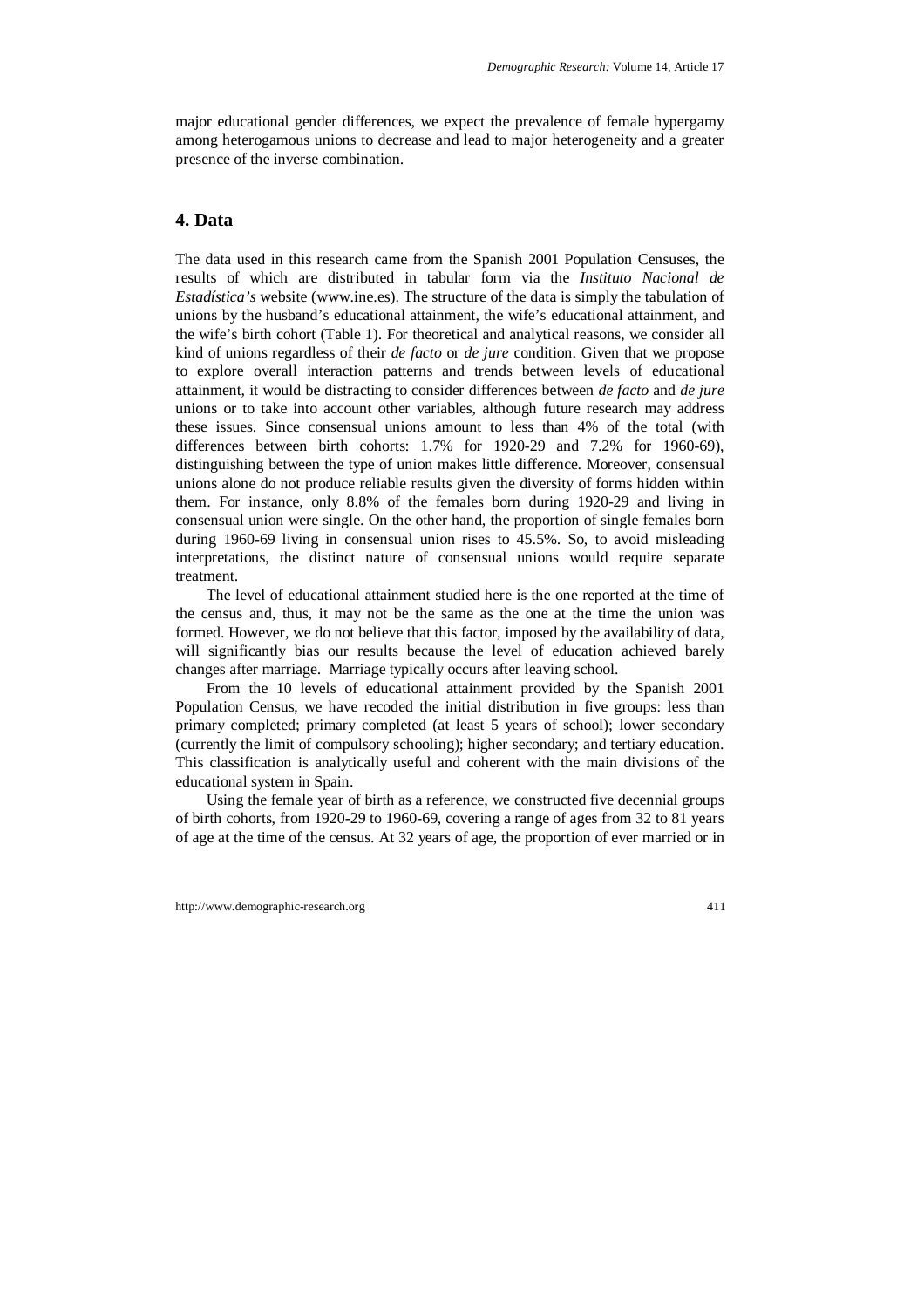major educational gender differences, we expect the prevalence of female hypergamy among heterogamous unions to decrease and lead to major heterogeneity and a greater presence of the inverse combination.

## 4. Data

The data used in this research came from the Spanish 2001 Population Censuses, the results of which are distributed in tabular form via the *Instituto Nacional de Estadística's* website (www.ine.es). The structure of the data is simply the tabulation of unions by the husband's educational attainment, the wife's educational attainment, and the wife's birth cohort (Table 1). For theoretical and analytical reasons, we consider all kind of unions regardless of their *de facto* or *de jure* condition. Given that we propose to explore overall interaction patterns and trends between levels of educational attainment, it would be distracting to consider differences between *de facto* and *de jure* unions or to take into account other variables, although future research may address these issues. Since consensual unions amount to less than 4% of the total (with differences between birth cohorts: 1.7% for 1920-29 and 7.2% for 1960-69), distinguishing between the type of union makes little difference. Moreover, consensual unions alone do not produce reliable results given the diversity of forms hidden within them. For instance, only 8.8% of the females born during 1920-29 and living in consensual union were single. On the other hand, the proportion of single females born during 1960-69 living in consensual union rises to 45.5%. So, to avoid misleading interpretations, the distinct nature of consensual unions would require separate treatment.

The level of educational attainment studied here is the one reported at the time of the census and, thus, it may not be the same as the one at the time the union was formed. However, we do not believe that this factor, imposed by the availability of data, will significantly bias our results because the level of education achieved barely changes after marriage. Marriage typically occurs after leaving school.

From the 10 levels of educational attainment provided by the Spanish 2001 Population Census, we have recoded the initial distribution in five groups: less than primary completed; primary completed (at least 5 years of school); lower secondary (currently the limit of compulsory schooling); higher secondary; and tertiary education. This classification is analytically useful and coherent with the main divisions of the educational system in Spain.

Using the female year of birth as a reference, we constructed five decennial groups of birth cohorts, from 1920-29 to 1960-69, covering a range of ages from 32 to 81 years of age at the time of the census. At 32 years of age, the proportion of ever married or in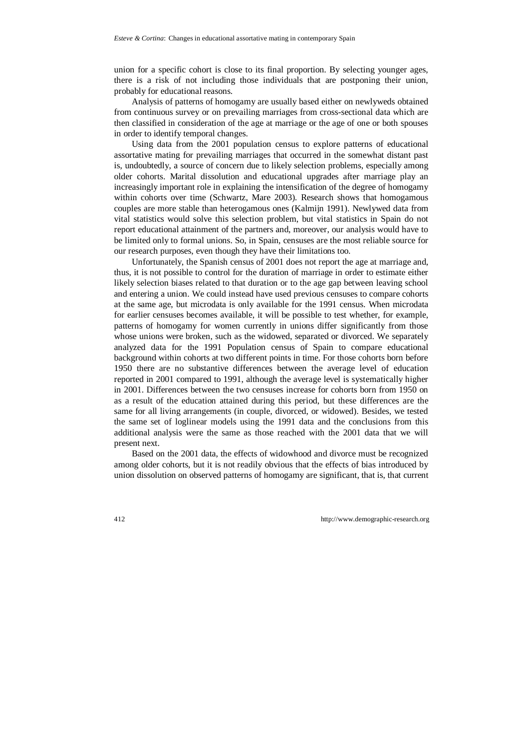union for a specific cohort is close to its final proportion. By selecting younger ages, there is a risk of not including those individuals that are postponing their union, probably for educational reasons.

Analysis of patterns of homogamy are usually based either on newlyweds obtained from continuous survey or on prevailing marriages from cross-sectional data which are then classified in consideration of the age at marriage or the age of one or both spouses in order to identify temporal changes.

Using data from the 2001 population census to explore patterns of educational assortative mating for prevailing marriages that occurred in the somewhat distant past is, undoubtedly, a source of concern due to likely selection problems, especially among older cohorts. Marital dissolution and educational upgrades after marriage play an increasingly important role in explaining the intensification of the degree of homogamy within cohorts over time (Schwartz, Mare 2003). Research shows that homogamous couples are more stable than heterogamous ones (Kalmijn 1991). Newlywed data from vital statistics would solve this selection problem, but vital statistics in Spain do not report educational attainment of the partners and, moreover, our analysis would have to be limited only to formal unions. So, in Spain, censuses are the most reliable source for our research purposes, even though they have their limitations too.

Unfortunately, the Spanish census of 2001 does not report the age at marriage and, thus, it is not possible to control for the duration of marriage in order to estimate either likely selection biases related to that duration or to the age gap between leaving school and entering a union. We could instead have used previous censuses to compare cohorts at the same age, but microdata is only available for the 1991 census. When microdata for earlier censuses becomes available, it will be possible to test whether, for example, patterns of homogamy for women currently in unions differ significantly from those whose unions were broken, such as the widowed, separated or divorced. We separately analyzed data for the 1991 Population census of Spain to compare educational background within cohorts at two different points in time. For those cohorts born before 1950 there are no substantive differences between the average level of education reported in 2001 compared to 1991, although the average level is systematically higher in 2001. Differences between the two censuses increase for cohorts born from 1950 on as a result of the education attained during this period, but these differences are the same for all living arrangements (in couple, divorced, or widowed). Besides, we tested the same set of loglinear models using the 1991 data and the conclusions from this additional analysis were the same as those reached with the 2001 data that we will present next.

Based on the 2001 data, the effects of widowhood and divorce must be recognized among older cohorts, but it is not readily obvious that the effects of bias introduced by union dissolution on observed patterns of homogamy are significant, that is, that current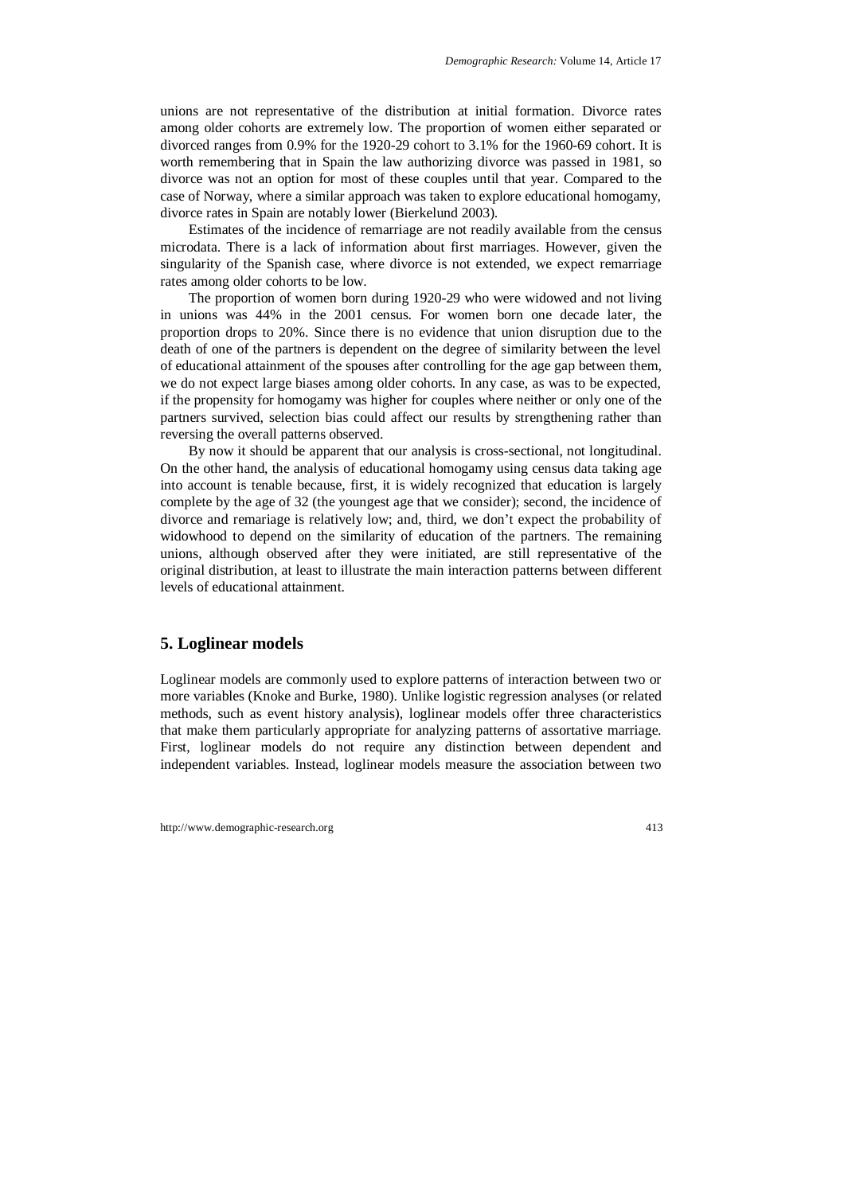unions are not representative of the distribution at initial formation. Divorce rates among older cohorts are extremely low. The proportion of women either separated or divorced ranges from 0.9% for the 1920-29 cohort to 3.1% for the 1960-69 cohort. It is worth remembering that in Spain the law authorizing divorce was passed in 1981, so divorce was not an option for most of these couples until that year. Compared to the case of Norway, where a similar approach was taken to explore educational homogamy, divorce rates in Spain are notably lower (Bierkelund 2003).

Estimates of the incidence of remarriage are not readily available from the census microdata. There is a lack of information about first marriages. However, given the singularity of the Spanish case, where divorce is not extended, we expect remarriage rates among older cohorts to be low.

The proportion of women born during 1920-29 who were widowed and not living in unions was 44% in the 2001 census. For women born one decade later, the proportion drops to 20%. Since there is no evidence that union disruption due to the death of one of the partners is dependent on the degree of similarity between the level of educational attainment of the spouses after controlling for the age gap between them, we do not expect large biases among older cohorts. In any case, as was to be expected, if the propensity for homogamy was higher for couples where neither or only one of the partners survived, selection bias could affect our results by strengthening rather than reversing the overall patterns observed.

By now it should be apparent that our analysis is cross-sectional, not longitudinal. On the other hand, the analysis of educational homogamy using census data taking age into account is tenable because, first, it is widely recognized that education is largely complete by the age of 32 (the youngest age that we consider); second, the incidence of divorce and remariage is relatively low; and, third, we don't expect the probability of widowhood to depend on the similarity of education of the partners. The remaining unions, although observed after they were initiated, are still representative of the original distribution, at least to illustrate the main interaction patterns between different levels of educational attainment.

## 5. Loglinear models

Loglinear models are commonly used to explore patterns of interaction between two or more variables (Knoke and Burke, 1980). Unlike logistic regression analyses (or related methods, such as event history analysis), loglinear models offer three characteristics that make them particularly appropriate for analyzing patterns of assortative marriage. First, loglinear models do not require any distinction between dependent and independent variables. Instead, loglinear models measure the association between two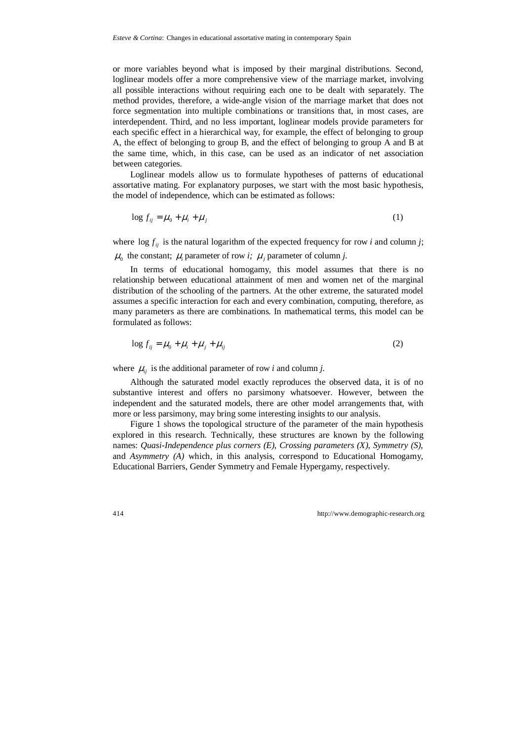or more variables beyond what is imposed by their marginal distributions. Second, loglinear models offer a more comprehensive view of the marriage market, involving all possible interactions without requiring each one to be dealt with separately. The method provides, therefore, a wide-angle vision of the marriage market that does not force segmentation into multiple combinations or transitions that, in most cases, are interdependent. Third, and no less important, loglinear models provide parameters for each specific effect in a hierarchical way, for example, the effect of belonging to group A, the effect of belonging to group B, and the effect of belonging to group A and B at the same time, which, in this case, can be used as an indicator of net association between categories.

Loglinear models allow us to formulate hypotheses of patterns of educational assortative mating. For explanatory purposes, we start with the most basic hypothesis, the model of independence, which can be estimated as follows:

$$\log f_{ij} = \mu_0 + \mu_i + \mu_j \tag{1}$$

where $\log f_{ij}$ is the natural logarithm of the expected frequency for row *i* and column *j*; $\mu_0$ the constant; $\mu_i$ parameter of row *i;* $\mu_j$ parameter of column *j*.

In terms of educational homogamy, this model assumes that there is no relationship between educational attainment of men and women net of the marginal distribution of the schooling of the partners. At the other extreme, the saturated model assumes a specific interaction for each and every combination, computing, therefore, as many parameters as there are combinations. In mathematical terms, this model can be formulated as follows:

$$\log f_{ij} = \mu_0 + \mu_i + \mu_j + \mu_{ij} \tag{2}$$

where $\mu_{ij}$ is the additional parameter of row *i* and column *j*.

Although the saturated model exactly reproduces the observed data, it is of no substantive interest and offers no parsimony whatsoever. However, between the independent and the saturated models, there are other model arrangements that, with more or less parsimony, may bring some interesting insights to our analysis.

Figure 1 shows the topological structure of the parameter of the main hypothesis explored in this research. Technically, these structures are known by the following names: *Quasi-Independence plus corners (E)*, *Crossing parameters (X)*, *Symmetry (S)*, and *Asymmetry (A)* which, in this analysis, correspond to Educational Homogamy, Educational Barriers, Gender Symmetry and Female Hypergamy, respectively.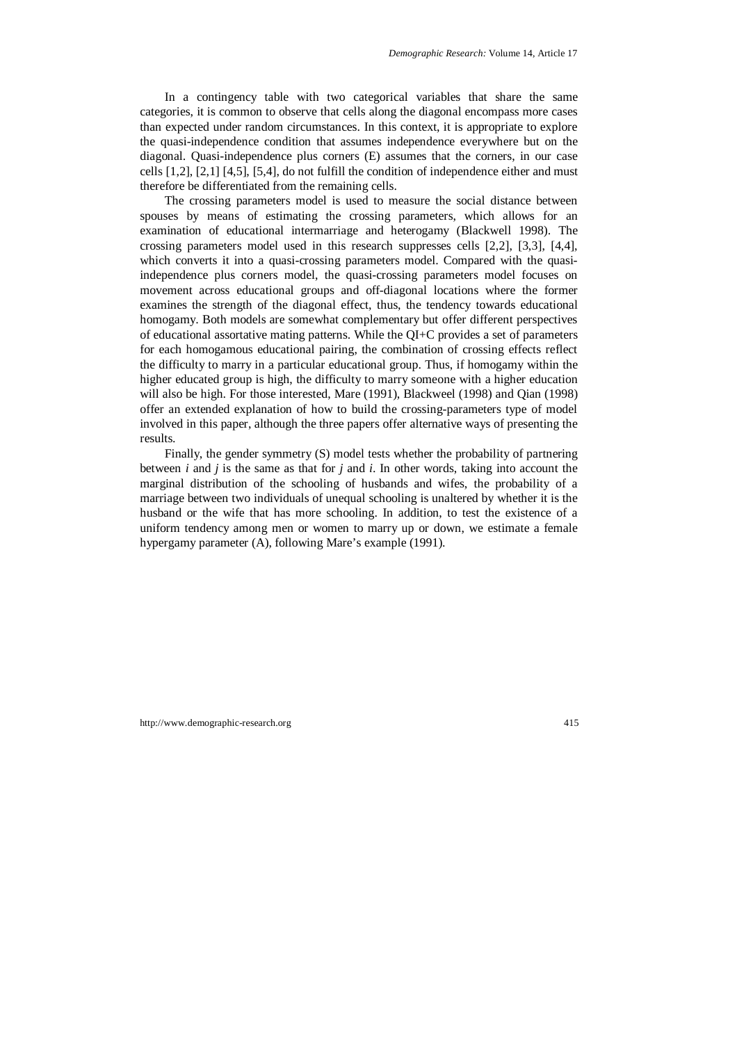In a contingency table with two categorical variables that share the same categories, it is common to observe that cells along the diagonal encompass more cases than expected under random circumstances. In this context, it is appropriate to explore the quasi-independence condition that assumes independence everywhere but on the diagonal. Quasi-independence plus corners (E) assumes that the corners, in our case cells [1,2], [2,1] [4,5], [5,4], do not fulfill the condition of independence either and must therefore be differentiated from the remaining cells.

The crossing parameters model is used to measure the social distance between spouses by means of estimating the crossing parameters, which allows for an examination of educational intermarriage and heterogamy (Blackwell 1998). The crossing parameters model used in this research suppresses cells [2,2], [3,3], [4,4], which converts it into a quasi-crossing parameters model. Compared with the quasi-independence plus corners model, the quasi-crossing parameters model focuses on movement across educational groups and off-diagonal locations where the former examines the strength of the diagonal effect, thus, the tendency towards educational homogamy. Both models are somewhat complementary but offer different perspectives of educational assortative mating patterns. While the QI+C provides a set of parameters for each homogamous educational pairing, the combination of crossing effects reflect the difficulty to marry in a particular educational group. Thus, if homogamy within the higher educated group is high, the difficulty to marry someone with a higher education will also be high. For those interested, Mare (1991), Blackweel (1998) and Qian (1998) offer an extended explanation of how to build the crossing-parameters type of model involved in this paper, although the three papers offer alternative ways of presenting the results.

Finally, the gender symmetry (S) model tests whether the probability of partnering between *i* and *j* is the same as that for *j* and *i*. In other words, taking into account the marginal distribution of the schooling of husbands and wifes, the probability of a marriage between two individuals of unequal schooling is unaltered by whether it is the husband or the wife that has more schooling. In addition, to test the existence of a uniform tendency among men or women to marry up or down, we estimate a female hypergamy parameter (A), following Mare's example (1991).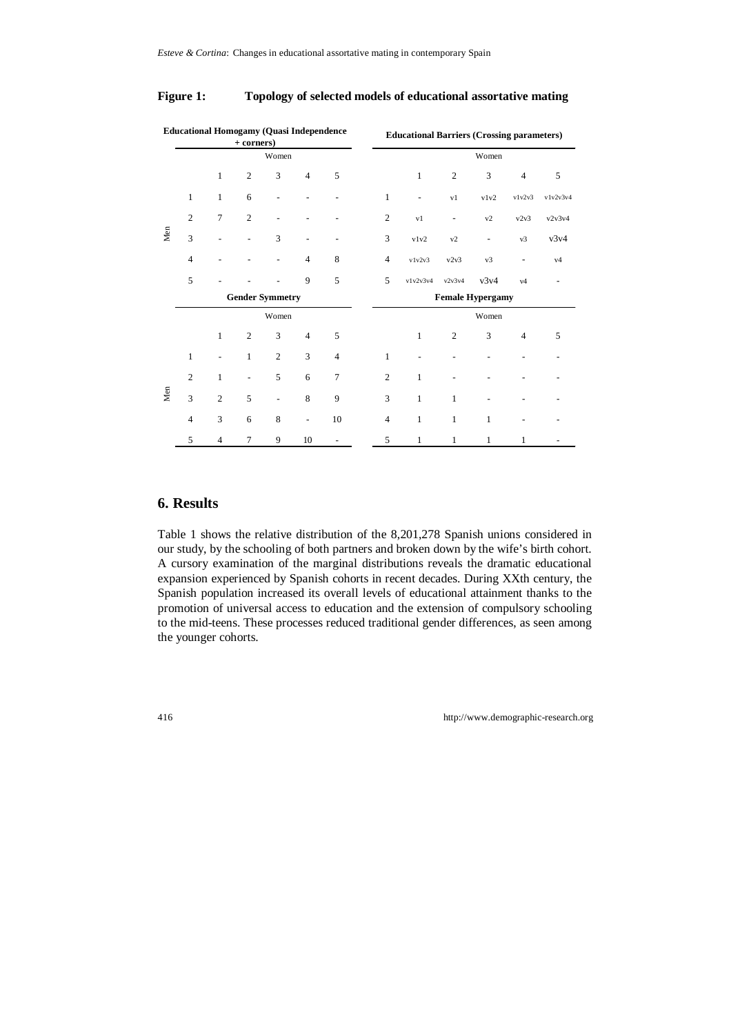**Figure 1: Topology of selected models of educational assortative mating**

**Educational Homogamy (Quasi Independence + corners)**

| Men \ Women | 1 | 2 | 3 | 4 | 5 |
|---|---|---|---|---|---|
| 1 | 1 | 6 | - | - | - |
| 2 | 7 | 2 | - | - | - |
| 3 | - | - | 3 | - | - |
| 4 | - | - | - | 4 | 8 |
| 5 | - | - | - | 9 | 5 |

**Educational Barriers (Crossing parameters)**

| Men \ Women | 1 | 2 | 3 | 4 | 5 |
|---|---|---|---|---|---|
| 1 | - | v1 | v1v2 | v1v2v3 | v1v2v3v4 |
| 2 | v1 | - | v2 | v2v3 | v2v3v4 |
| 3 | v1v2 | v2 | - | v3 | v3v4 |
| 4 | v1v2v3 | v2v3 | v3 | - | v4 |
| 5 | v1v2v3v4 | v2v3v4 | v3v4 | v4 | - |

**Gender Symmetry**

| Men \ Women | 1 | 2 | 3 | 4 | 5 |
|---|---|---|---|---|---|
| 1 | - | 1 | 2 | 3 | 4 |
| 2 | 1 | - | 5 | 6 | 7 |
| 3 | 2 | 5 | - | 8 | 9 |
| 4 | 3 | 6 | 8 | - | 10 |
| 5 | 4 | 7 | 9 | 10 | - |

**Female Hypergamy**

| Men \ Women | 1 | 2 | 3 | 4 | 5 |
|---|---|---|---|---|---|
| 1 | - | - | - | - | - |
| 2 | 1 | - | - | - | - |
| 3 | 1 | 1 | - | - | - |
| 4 | 1 | 1 | 1 | - | - |
| 5 | 1 | 1 | 1 | 1 | - |

## 6. Results

Table 1 shows the relative distribution of the 8,201,278 Spanish unions considered in our study, by the schooling of both partners and broken down by the wife's birth cohort. A cursory examination of the marginal distributions reveals the dramatic educational expansion experienced by Spanish cohorts in recent decades. During XXth century, the Spanish population increased its overall levels of educational attainment thanks to the promotion of universal access to education and the extension of compulsory schooling to the mid-teens. These processes reduced traditional gender differences, as seen among the younger cohorts.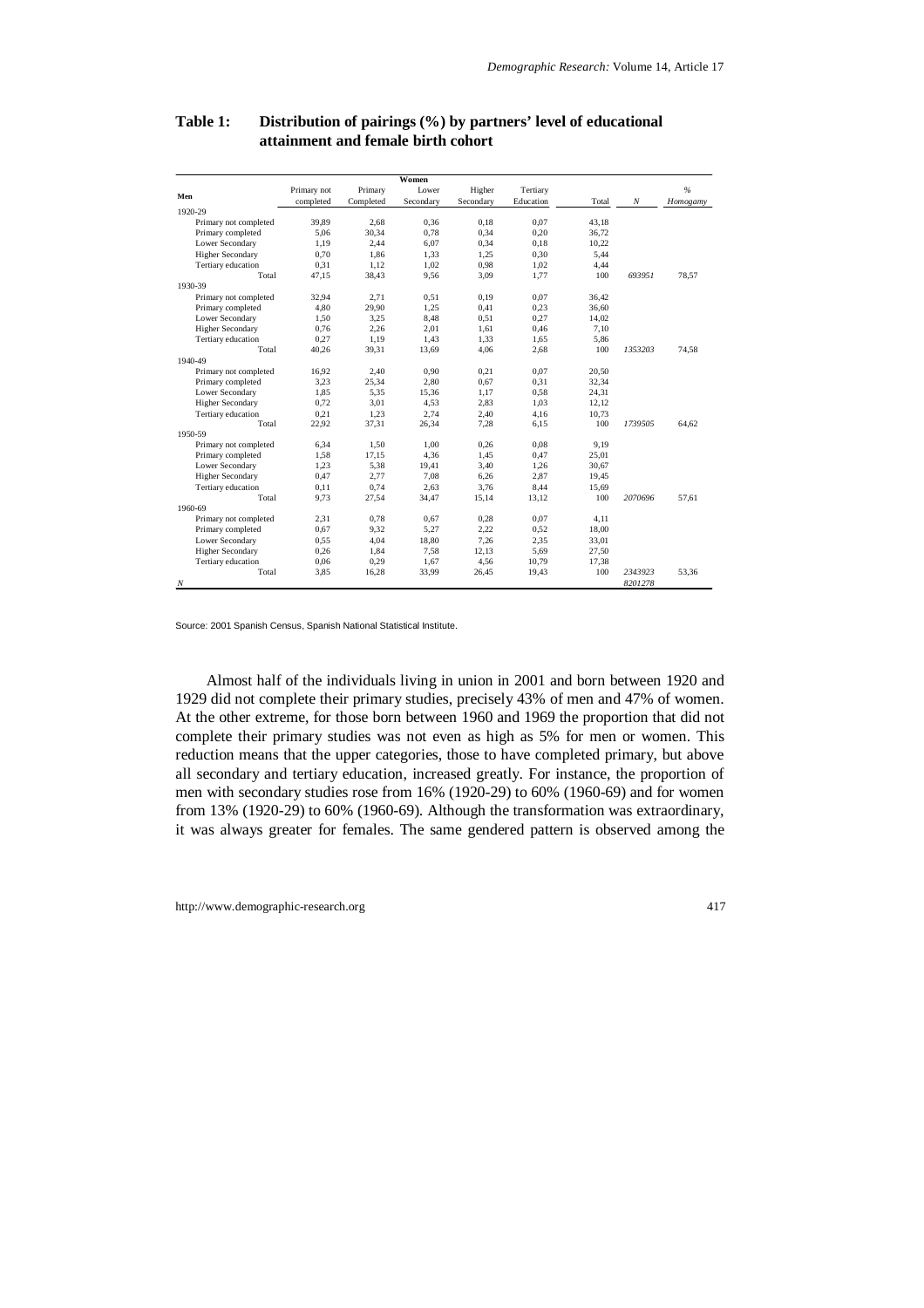**Table 1: Distribution of pairings (%) by partners' level of educational attainment and female birth cohort**

| Men | Women: Primary not completed | Primary Completed | Lower Secondary | Higher Secondary | Tertiary Education | Total | *N* | % *Homogamy* |
|---|---|---|---|---|---|---|---|---|
| 1920-29 | | | | | | | | |
| Primary not completed | 39,89 | 2,68 | 0,36 | 0,18 | 0,07 | 43,18 | | |
| Primary completed | 5,06 | 30,34 | 0,78 | 0,34 | 0,20 | 36,72 | | |
| Lower Secondary | 1,19 | 2,44 | 6,07 | 0,34 | 0,18 | 10,22 | | |
| Higher Secondary | 0,70 | 1,86 | 1,33 | 1,25 | 0,30 | 5,44 | | |
| Tertiary education | 0,31 | 1,12 | 1,02 | 0,98 | 1,02 | 4,44 | | |
| Total | 47,15 | 38,43 | 9,56 | 3,09 | 1,77 | 100 | *693951* | 78,57 |
| 1930-39 | | | | | | | | |
| Primary not completed | 32,94 | 2,71 | 0,51 | 0,19 | 0,07 | 36,42 | | |
| Primary completed | 4,80 | 29,90 | 1,25 | 0,41 | 0,23 | 36,60 | | |
| Lower Secondary | 1,50 | 3,25 | 8,48 | 0,51 | 0,27 | 14,02 | | |
| Higher Secondary | 0,76 | 2,26 | 2,01 | 1,61 | 0,46 | 7,10 | | |
| Tertiary education | 0,27 | 1,19 | 1,43 | 1,33 | 1,65 | 5,86 | | |
| Total | 40,26 | 39,31 | 13,69 | 4,06 | 2,68 | 100 | *1353203* | 74,58 |
| 1940-49 | | | | | | | | |
| Primary not completed | 16,92 | 2,40 | 0,90 | 0,21 | 0,07 | 20,50 | | |
| Primary completed | 3,23 | 25,34 | 2,80 | 0,67 | 0,31 | 32,34 | | |
| Lower Secondary | 1,85 | 5,35 | 15,36 | 1,17 | 0,58 | 24,31 | | |
| Higher Secondary | 0,72 | 3,01 | 4,53 | 2,83 | 1,03 | 12,12 | | |
| Tertiary education | 0,21 | 1,23 | 2,74 | 2,40 | 4,16 | 10,73 | | |
| Total | 22,92 | 37,31 | 26,34 | 7,28 | 6,15 | 100 | *1739505* | 64,62 |
| 1950-59 | | | | | | | | |
| Primary not completed | 6,34 | 1,50 | 1,00 | 0,26 | 0,08 | 9,19 | | |
| Primary completed | 1,58 | 17,15 | 4,36 | 1,45 | 0,47 | 25,01 | | |
| Lower Secondary | 1,23 | 5,38 | 19,41 | 3,40 | 1,26 | 30,67 | | |
| Higher Secondary | 0,47 | 2,77 | 7,08 | 6,26 | 2,87 | 19,45 | | |
| Tertiary education | 0,11 | 0,74 | 2,63 | 3,76 | 8,44 | 15,69 | | |
| Total | 9,73 | 27,54 | 34,47 | 15,14 | 13,12 | 100 | *2070696* | 57,61 |
| 1960-69 | | | | | | | | |
| Primary not completed | 2,31 | 0,78 | 0,67 | 0,28 | 0,07 | 4,11 | | |
| Primary completed | 0,67 | 9,32 | 5,27 | 2,22 | 0,52 | 18,00 | | |
| Lower Secondary | 0,55 | 4,04 | 18,80 | 7,26 | 2,35 | 33,01 | | |
| Higher Secondary | 0,26 | 1,84 | 7,58 | 12,13 | 5,69 | 27,50 | | |
| Tertiary education | 0,06 | 0,29 | 1,67 | 4,56 | 10,79 | 17,38 | | |
| Total | 3,85 | 16,28 | 33,99 | 26,45 | 19,43 | 100 | *2343923* | 53,36 |
| *N* | | | | | | | *8201278* | |

Source: 2001 Spanish Census, Spanish National Statistical Institute.

Almost half of the individuals living in union in 2001 and born between 1920 and 1929 did not complete their primary studies, precisely 43% of men and 47% of women. At the other extreme, for those born between 1960 and 1969 the proportion that did not complete their primary studies was not even as high as 5% for men or women. This reduction means that the upper categories, those to have completed primary, but above all secondary and tertiary education, increased greatly. For instance, the proportion of men with secondary studies rose from 16% (1920-29) to 60% (1960-69) and for women from 13% (1920-29) to 60% (1960-69). Although the transformation was extraordinary, it was always greater for females. The same gendered pattern is observed among the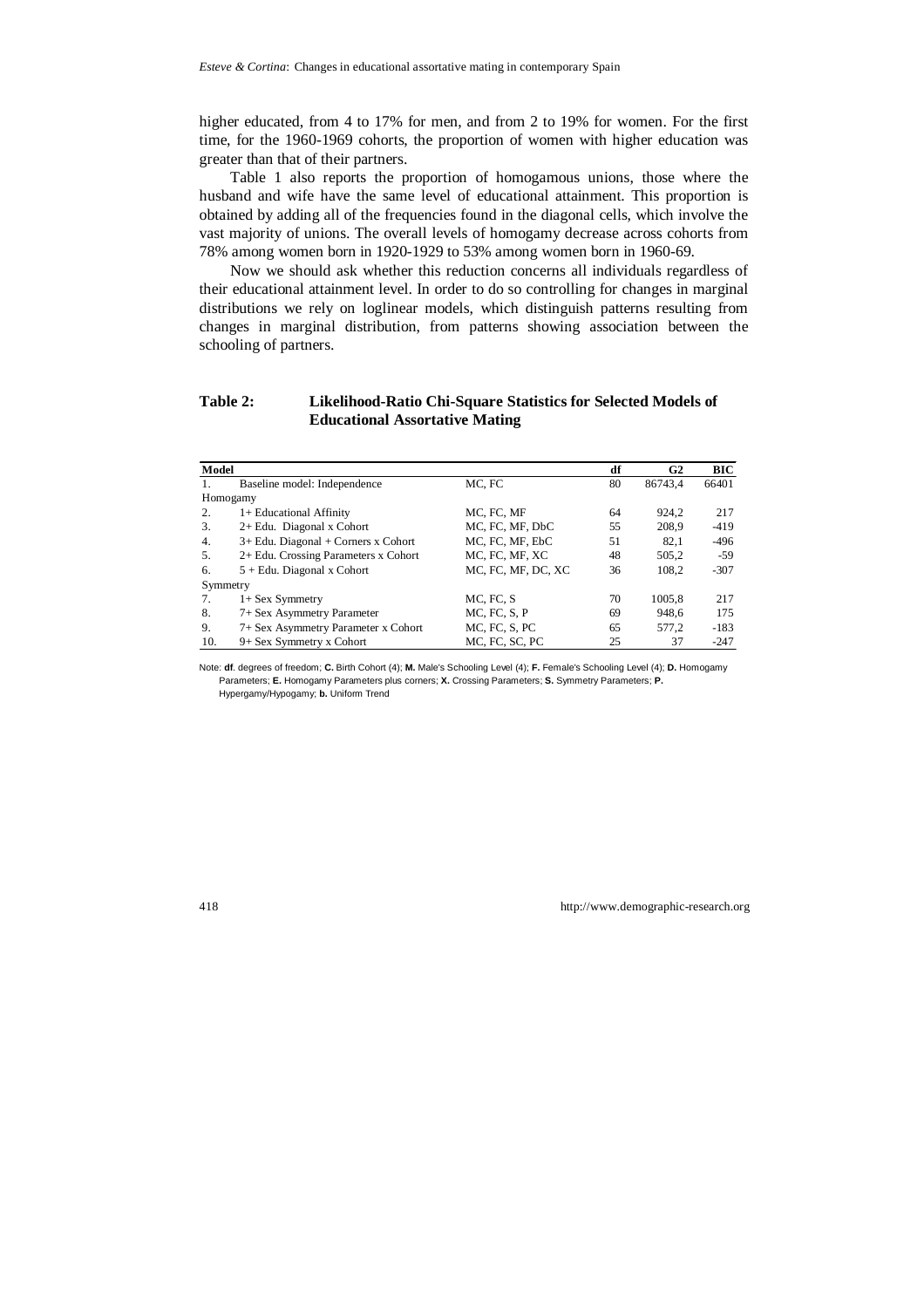higher educated, from 4 to 17% for men, and from 2 to 19% for women. For the first time, for the 1960-1969 cohorts, the proportion of women with higher education was greater than that of their partners.

Table 1 also reports the proportion of homogamous unions, those where the husband and wife have the same level of educational attainment. This proportion is obtained by adding all of the frequencies found in the diagonal cells, which involve the vast majority of unions. The overall levels of homogamy decrease across cohorts from 78% among women born in 1920-1929 to 53% among women born in 1960-69.

Now we should ask whether this reduction concerns all individuals regardless of their educational attainment level. In order to do so controlling for changes in marginal distributions we rely on loglinear models, which distinguish patterns resulting from changes in marginal distribution, from patterns showing association between the schooling of partners.

**Table 2: Likelihood-Ratio Chi-Square Statistics for Selected Models of Educational Assortative Mating**

| Model | | | df | G2 | BIC |
|---|---|---|---|---|---|
| 1. | Baseline model: Independence | MC, FC | 80 | 86743,4 | 66401 |
| Homogamy | | | | | |
| 2. | 1+ Educational Affinity | MC, FC, MF | 64 | 924,2 | 217 |
| 3. | 2+ Edu. Diagonal x Cohort | MC, FC, MF, DbC | 55 | 208,9 | -419 |
| 4. | 3+ Edu. Diagonal + Corners x Cohort | MC, FC, MF, EbC | 51 | 82,1 | -496 |
| 5. | 2+ Edu. Crossing Parameters x Cohort | MC, FC, MF, XC | 48 | 505,2 | -59 |
| 6. | 5 + Edu. Diagonal x Cohort | MC, FC, MF, DC, XC | 36 | 108,2 | -307 |
| Symmetry | | | | | |
| 7. | 1+ Sex Symmetry | MC, FC, S | 70 | 1005,8 | 217 |
| 8. | 7+ Sex Asymmetry Parameter | MC, FC, S, P | 69 | 948,6 | 175 |
| 9. | 7+ Sex Asymmetry Parameter x Cohort | MC, FC, S, PC | 65 | 577,2 | -183 |
| 10. | 9+ Sex Symmetry x Cohort | MC, FC, SC, PC | 25 | 37 | -247 |

Note: **df**. degrees of freedom; **C.** Birth Cohort (4); **M.** Male's Schooling Level (4); **F.** Female's Schooling Level (4); **D.** Homogamy Parameters; **E.** Homogamy Parameters plus corners; **X.** Crossing Parameters; **S.** Symmetry Parameters; **P.** Hypergamy/Hypogamy; **b.** Uniform Trend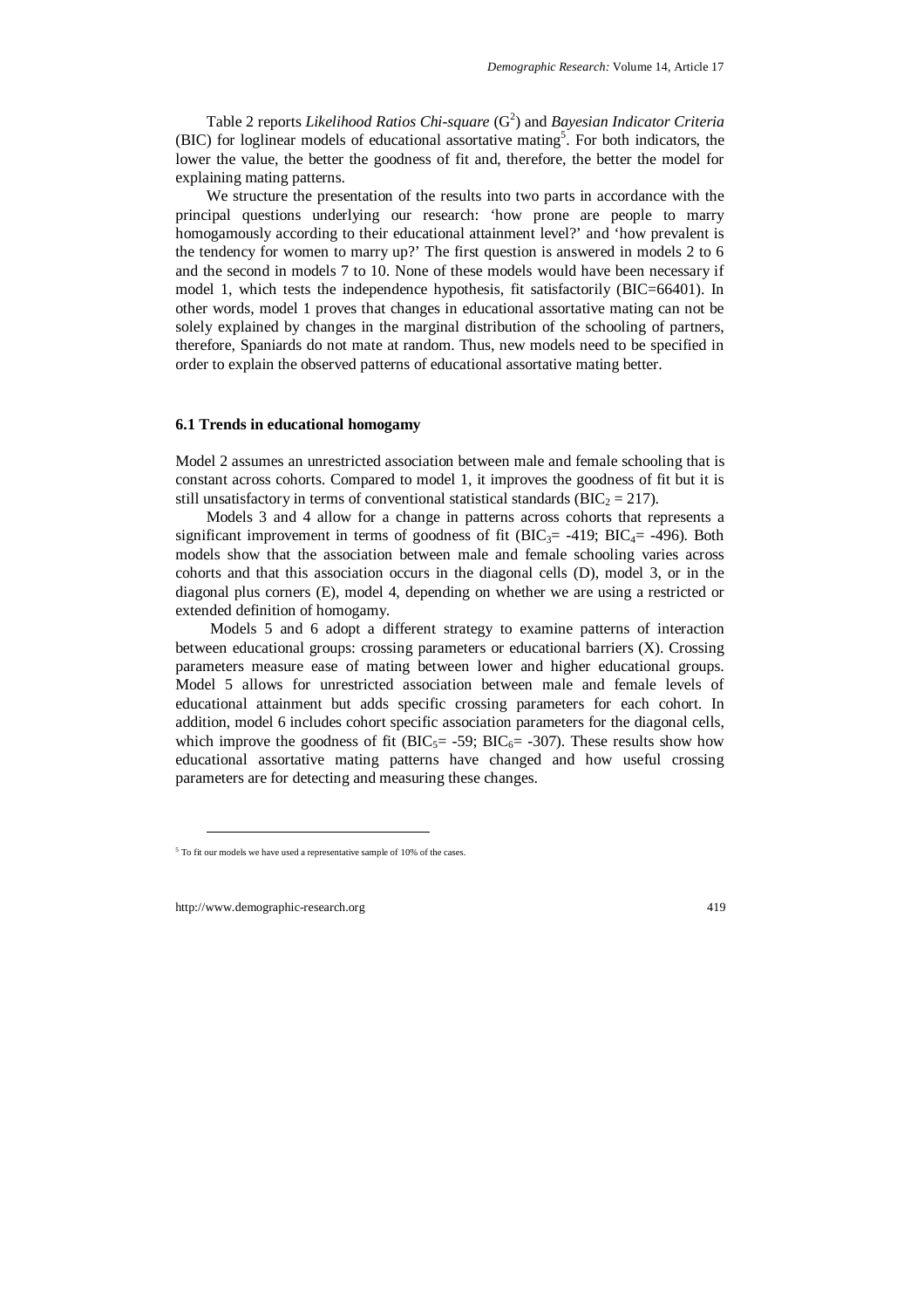Table 2 reports *Likelihood Ratios Chi-square* ($G^2$) and *Bayesian Indicator Criteria* (BIC) for loglinear models of educational assortative mating[5]. For both indicators, the lower the value, the better the goodness of fit and, therefore, the better the model for explaining mating patterns.

We structure the presentation of the results into two parts in accordance with the principal questions underlying our research: 'how prone are people to marry homogamously according to their educational attainment level?' and 'how prevalent is the tendency for women to marry up?' The first question is answered in models 2 to 6 and the second in models 7 to 10. None of these models would have been necessary if model 1, which tests the independence hypothesis, fit satisfactorily (BIC=66401). In other words, model 1 proves that changes in educational assortative mating can not be solely explained by changes in the marginal distribution of the schooling of partners, therefore, Spaniards do not mate at random. Thus, new models need to be specified in order to explain the observed patterns of educational assortative mating better.

### 6.1 Trends in educational homogamy

Model 2 assumes an unrestricted association between male and female schooling that is constant across cohorts. Compared to model 1, it improves the goodness of fit but it is still unsatisfactory in terms of conventional statistical standards ($BIC_2 = 217$).

Models 3 and 4 allow for a change in patterns across cohorts that represents a significant improvement in terms of goodness of fit ($BIC_3 = -419$; $BIC_4 = -496$). Both models show that the association between male and female schooling varies across cohorts and that this association occurs in the diagonal cells (D), model 3, or in the diagonal plus corners (E), model 4, depending on whether we are using a restricted or extended definition of homogamy.

Models 5 and 6 adopt a different strategy to examine patterns of interaction between educational groups: crossing parameters or educational barriers (X). Crossing parameters measure ease of mating between lower and higher educational groups. Model 5 allows for unrestricted association between male and female levels of educational attainment but adds specific crossing parameters for each cohort. In addition, model 6 includes cohort specific association parameters for the diagonal cells, which improve the goodness of fit ($BIC_5 = -59$; $BIC_6 = -307$). These results show how educational assortative mating patterns have changed and how useful crossing parameters are for detecting and measuring these changes.

[5] To fit our models we have used a representative sample of 10% of the cases.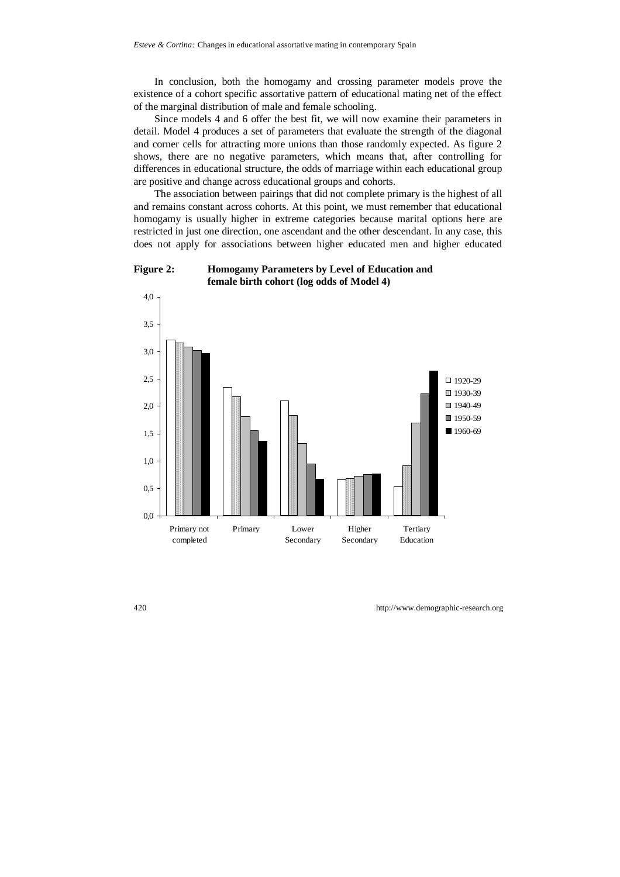In conclusion, both the homogamy and crossing parameter models prove the existence of a cohort specific assortative pattern of educational mating net of the effect of the marginal distribution of male and female schooling.

Since models 4 and 6 offer the best fit, we will now examine their parameters in detail. Model 4 produces a set of parameters that evaluate the strength of the diagonal and corner cells for attracting more unions than those randomly expected. As figure 2 shows, there are no negative parameters, which means that, after controlling for differences in educational structure, the odds of marriage within each educational group are positive and change across educational groups and cohorts.

The association between pairings that did not complete primary is the highest of all and remains constant across cohorts. At this point, we must remember that educational homogamy is usually higher in extreme categories because marital options here are restricted in just one direction, one ascendant and the other descendant. In any case, this does not apply for associations between higher educated men and higher educated

**Figure 2: Homogamy Parameters by Level of Education and female birth cohort (log odds of Model 4)**

4,0
3,5
3,0
2,5
2,0
1,5
1,0
0,5
0,0

Primary not completed
Primary
Lower Secondary
Higher Secondary
Tertiary Education

1920-29
1930-39
1940-49
1950-59
1960-69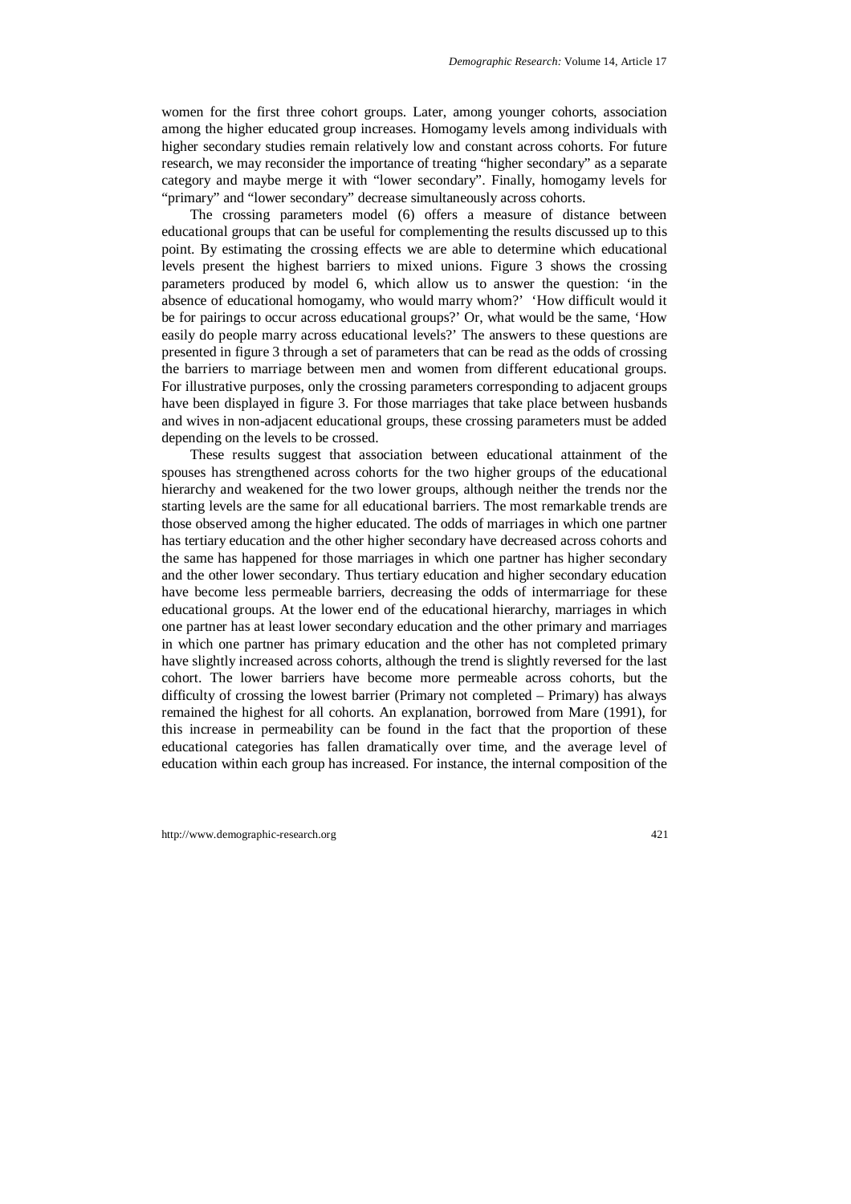women for the first three cohort groups. Later, among younger cohorts, association among the higher educated group increases. Homogamy levels among individuals with higher secondary studies remain relatively low and constant across cohorts. For future research, we may reconsider the importance of treating "higher secondary" as a separate category and maybe merge it with "lower secondary". Finally, homogamy levels for "primary" and "lower secondary" decrease simultaneously across cohorts.

The crossing parameters model (6) offers a measure of distance between educational groups that can be useful for complementing the results discussed up to this point. By estimating the crossing effects we are able to determine which educational levels present the highest barriers to mixed unions. Figure 3 shows the crossing parameters produced by model 6, which allow us to answer the question: 'in the absence of educational homogamy, who would marry whom?' 'How difficult would it be for pairings to occur across educational groups?' Or, what would be the same, 'How easily do people marry across educational levels?' The answers to these questions are presented in figure 3 through a set of parameters that can be read as the odds of crossing the barriers to marriage between men and women from different educational groups. For illustrative purposes, only the crossing parameters corresponding to adjacent groups have been displayed in figure 3. For those marriages that take place between husbands and wives in non-adjacent educational groups, these crossing parameters must be added depending on the levels to be crossed.

These results suggest that association between educational attainment of the spouses has strengthened across cohorts for the two higher groups of the educational hierarchy and weakened for the two lower groups, although neither the trends nor the starting levels are the same for all educational barriers. The most remarkable trends are those observed among the higher educated. The odds of marriages in which one partner has tertiary education and the other higher secondary have decreased across cohorts and the same has happened for those marriages in which one partner has higher secondary and the other lower secondary. Thus tertiary education and higher secondary education have become less permeable barriers, decreasing the odds of intermarriage for these educational groups. At the lower end of the educational hierarchy, marriages in which one partner has at least lower secondary education and the other primary and marriages in which one partner has primary education and the other has not completed primary have slightly increased across cohorts, although the trend is slightly reversed for the last cohort. The lower barriers have become more permeable across cohorts, but the difficulty of crossing the lowest barrier (Primary not completed – Primary) has always remained the highest for all cohorts. An explanation, borrowed from Mare (1991), for this increase in permeability can be found in the fact that the proportion of these educational categories has fallen dramatically over time, and the average level of education within each group has increased. For instance, the internal composition of the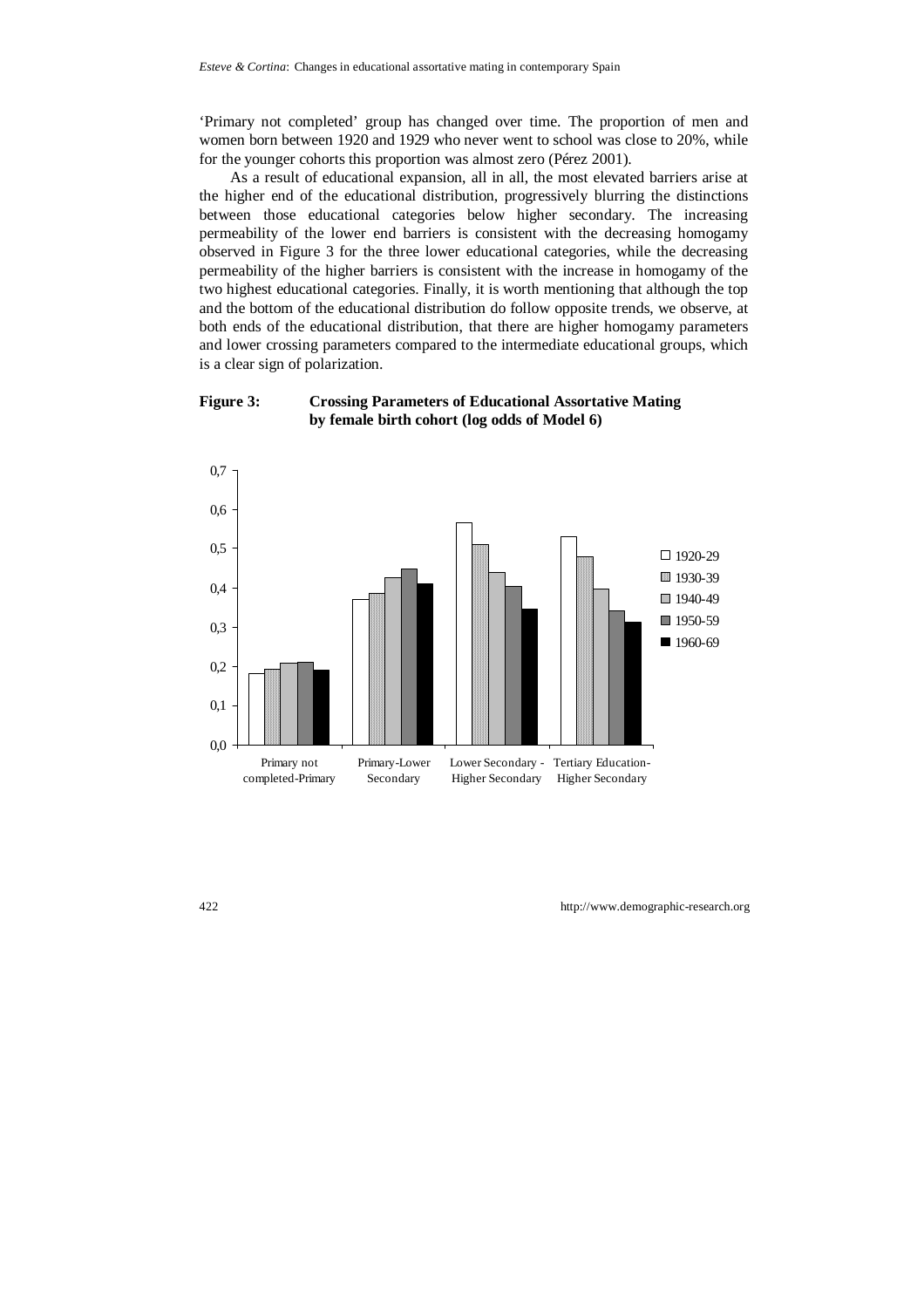'Primary not completed' group has changed over time. The proportion of men and women born between 1920 and 1929 who never went to school was close to 20%, while for the younger cohorts this proportion was almost zero (Pérez 2001).

As a result of educational expansion, all in all, the most elevated barriers arise at the higher end of the educational distribution, progressively blurring the distinctions between those educational categories below higher secondary. The increasing permeability of the lower end barriers is consistent with the decreasing homogamy observed in Figure 3 for the three lower educational categories, while the decreasing permeability of the higher barriers is consistent with the increase in homogamy of the two highest educational categories. Finally, it is worth mentioning that although the top and the bottom of the educational distribution do follow opposite trends, we observe, at both ends of the educational distribution, that there are higher homogamy parameters and lower crossing parameters compared to the intermediate educational groups, which is a clear sign of polarization.

**Figure 3: Crossing Parameters of Educational Assortative Mating by female birth cohort (log odds of Model 6)**

0,7
0,6
0,5
0,4
0,3
0,2
0,1
0,0

Primary not completed-Primary
Primary-Lower Secondary
Lower Secondary - Higher Secondary
Tertiary Education-Higher Secondary

1920-29
1930-39
1940-49
1950-59
1960-69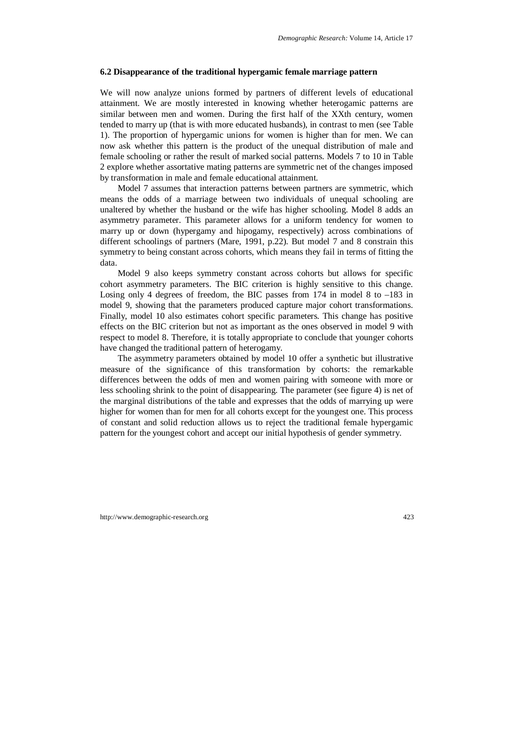### 6.2 Disappearance of the traditional hypergamic female marriage pattern

We will now analyze unions formed by partners of different levels of educational attainment. We are mostly interested in knowing whether heterogamic patterns are similar between men and women. During the first half of the XXth century, women tended to marry up (that is with more educated husbands), in contrast to men (see Table 1). The proportion of hypergamic unions for women is higher than for men. We can now ask whether this pattern is the product of the unequal distribution of male and female schooling or rather the result of marked social patterns. Models 7 to 10 in Table 2 explore whether assortative mating patterns are symmetric net of the changes imposed by transformation in male and female educational attainment.

Model 7 assumes that interaction patterns between partners are symmetric, which means the odds of a marriage between two individuals of unequal schooling are unaltered by whether the husband or the wife has higher schooling. Model 8 adds an asymmetry parameter. This parameter allows for a uniform tendency for women to marry up or down (hypergamy and hipogamy, respectively) across combinations of different schoolings of partners (Mare, 1991, p.22). But model 7 and 8 constrain this symmetry to being constant across cohorts, which means they fail in terms of fitting the data.

Model 9 also keeps symmetry constant across cohorts but allows for specific cohort asymmetry parameters. The BIC criterion is highly sensitive to this change. Losing only 4 degrees of freedom, the BIC passes from 174 in model 8 to –183 in model 9, showing that the parameters produced capture major cohort transformations. Finally, model 10 also estimates cohort specific parameters. This change has positive effects on the BIC criterion but not as important as the ones observed in model 9 with respect to model 8. Therefore, it is totally appropriate to conclude that younger cohorts have changed the traditional pattern of heterogamy.

The asymmetry parameters obtained by model 10 offer a synthetic but illustrative measure of the significance of this transformation by cohorts: the remarkable differences between the odds of men and women pairing with someone with more or less schooling shrink to the point of disappearing. The parameter (see figure 4) is net of the marginal distributions of the table and expresses that the odds of marrying up were higher for women than for men for all cohorts except for the youngest one. This process of constant and solid reduction allows us to reject the traditional female hypergamic pattern for the youngest cohort and accept our initial hypothesis of gender symmetry.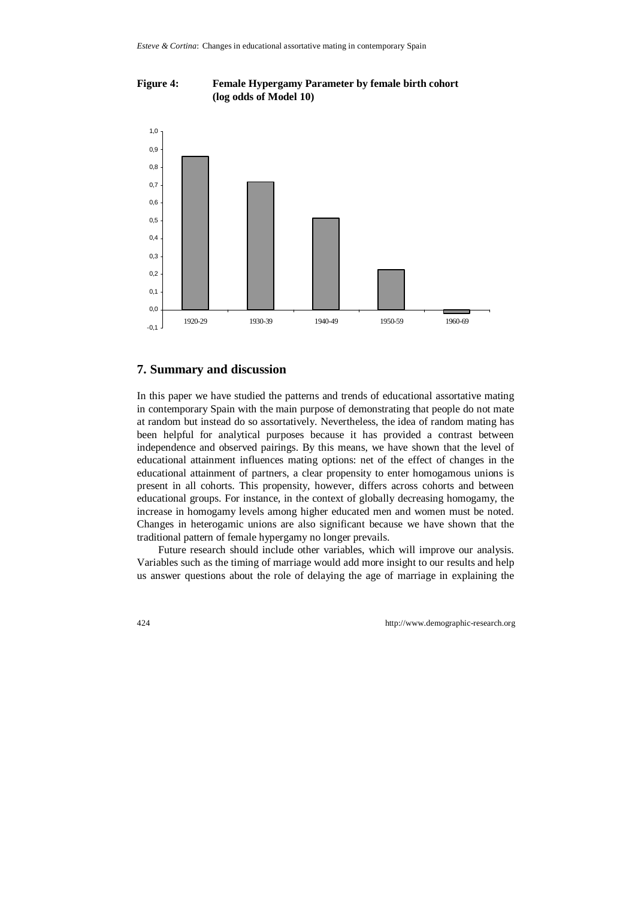**Figure 4: Female Hypergamy Parameter by female birth cohort (log odds of Model 10)**

1,0
0,9
0,8
0,7
0,6
0,5
0,4
0,3
0,2
0,1
0,0
-0,1

1920-29
1930-39
1940-49
1950-59
1960-69

## 7. Summary and discussion

In this paper we have studied the patterns and trends of educational assortative mating in contemporary Spain with the main purpose of demonstrating that people do not mate at random but instead do so assortatively. Nevertheless, the idea of random mating has been helpful for analytical purposes because it has provided a contrast between independence and observed pairings. By this means, we have shown that the level of educational attainment influences mating options: net of the effect of changes in the educational attainment of partners, a clear propensity to enter homogamous unions is present in all cohorts. This propensity, however, differs across cohorts and between educational groups. For instance, in the context of globally decreasing homogamy, the increase in homogamy levels among higher educated men and women must be noted. Changes in heterogamic unions are also significant because we have shown that the traditional pattern of female hypergamy no longer prevails.

Future research should include other variables, which will improve our analysis. Variables such as the timing of marriage would add more insight to our results and help us answer questions about the role of delaying the age of marriage in explaining the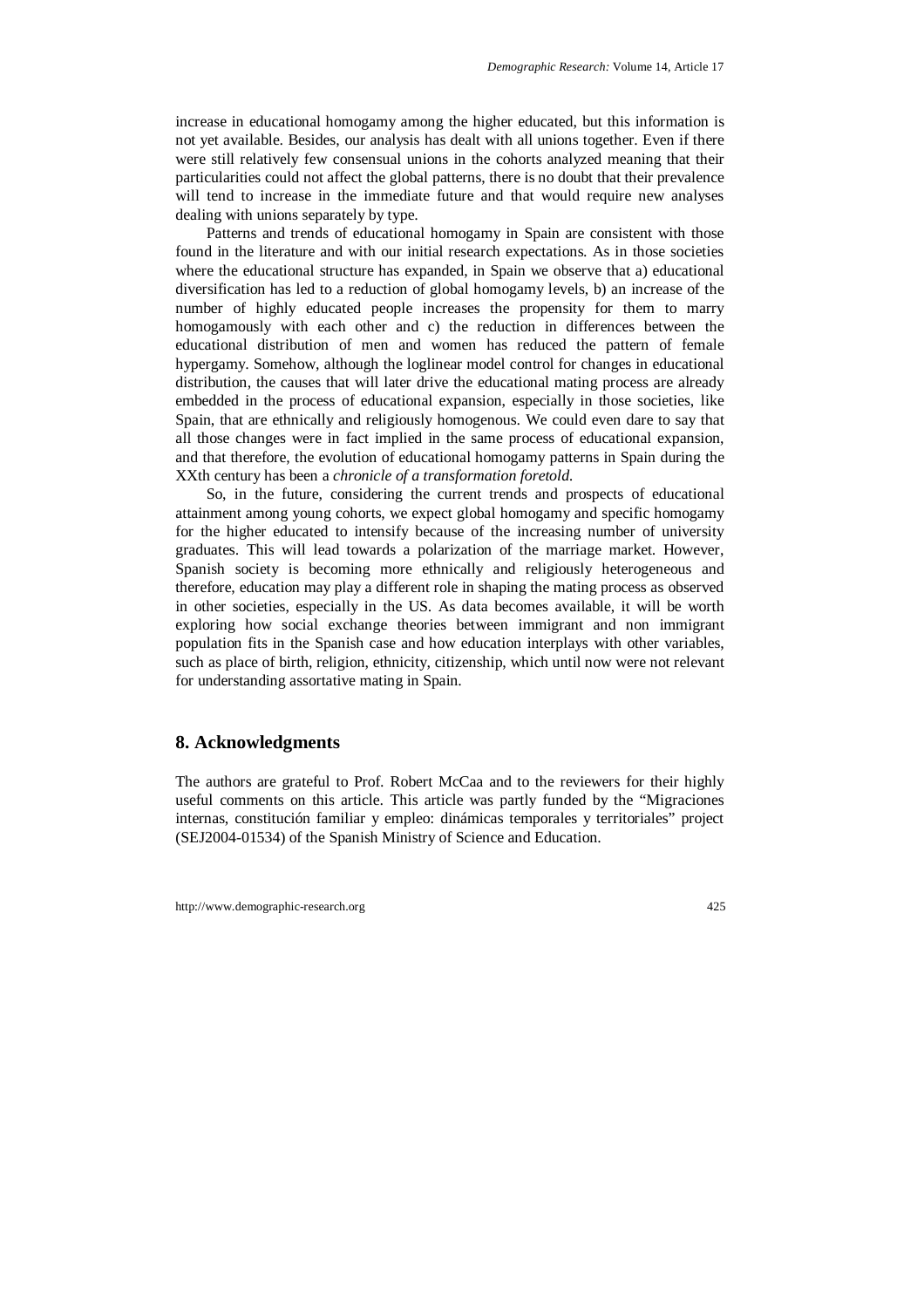increase in educational homogamy among the higher educated, but this information is not yet available. Besides, our analysis has dealt with all unions together. Even if there were still relatively few consensual unions in the cohorts analyzed meaning that their particularities could not affect the global patterns, there is no doubt that their prevalence will tend to increase in the immediate future and that would require new analyses dealing with unions separately by type.

Patterns and trends of educational homogamy in Spain are consistent with those found in the literature and with our initial research expectations. As in those societies where the educational structure has expanded, in Spain we observe that a) educational diversification has led to a reduction of global homogamy levels, b) an increase of the number of highly educated people increases the propensity for them to marry homogamously with each other and c) the reduction in differences between the educational distribution of men and women has reduced the pattern of female hypergamy. Somehow, although the loglinear model control for changes in educational distribution, the causes that will later drive the educational mating process are already embedded in the process of educational expansion, especially in those societies, like Spain, that are ethnically and religiously homogenous. We could even dare to say that all those changes were in fact implied in the same process of educational expansion, and that therefore, the evolution of educational homogamy patterns in Spain during the XXth century has been a *chronicle of a transformation foretold.*

So, in the future, considering the current trends and prospects of educational attainment among young cohorts, we expect global homogamy and specific homogamy for the higher educated to intensify because of the increasing number of university graduates. This will lead towards a polarization of the marriage market. However, Spanish society is becoming more ethnically and religiously heterogeneous and therefore, education may play a different role in shaping the mating process as observed in other societies, especially in the US. As data becomes available, it will be worth exploring how social exchange theories between immigrant and non immigrant population fits in the Spanish case and how education interplays with other variables, such as place of birth, religion, ethnicity, citizenship, which until now were not relevant for understanding assortative mating in Spain.

## 8. Acknowledgments

The authors are grateful to Prof. Robert McCaa and to the reviewers for their highly useful comments on this article. This article was partly funded by the "Migraciones internas, constitución familiar y empleo: dinámicas temporales y territoriales" project (SEJ2004-01534) of the Spanish Ministry of Science and Education.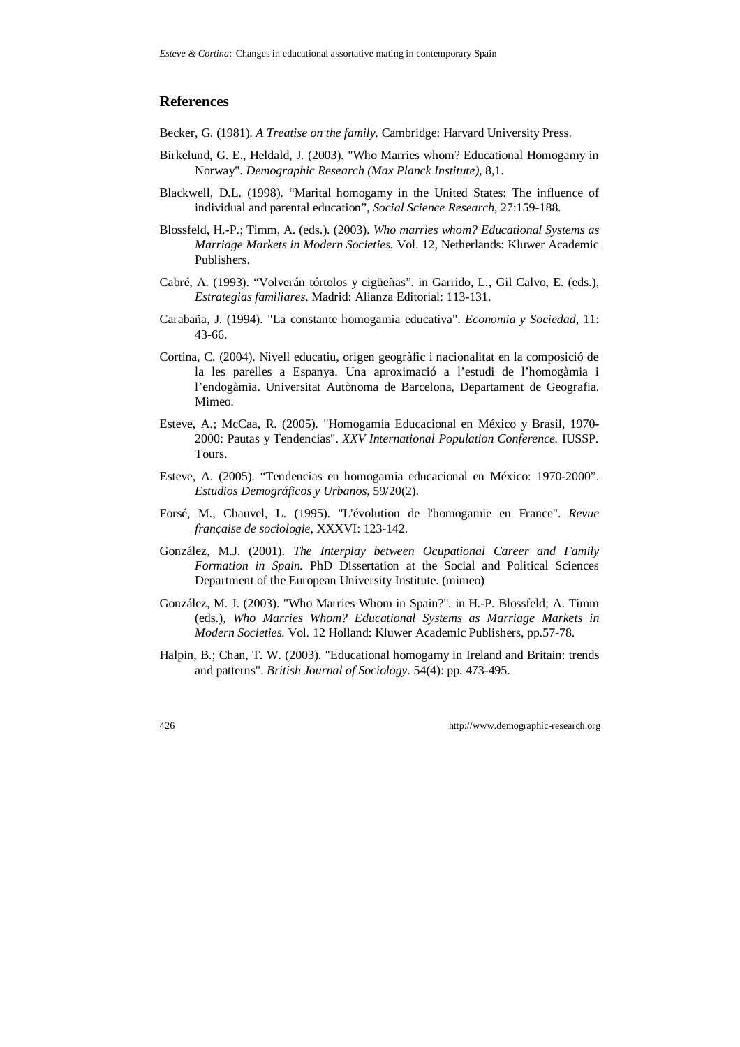## References

Becker, G. (1981). *A Treatise on the family*. Cambridge: Harvard University Press.

Birkelund, G. E., Heldald, J. (2003). "Who Marries whom? Educational Homogamy in Norway". *Demographic Research (Max Planck Institute)*, 8,1.

Blackwell, D.L. (1998). "Marital homogamy in the United States: The influence of individual and parental education", *Social Science Research*, 27:159-188.

Blossfeld, H.-P.; Timm, A. (eds.). (2003). *Who marries whom? Educational Systems as Marriage Markets in Modern Societies.* Vol. 12, Netherlands: Kluwer Academic Publishers.

Cabré, A. (1993). "Volverán tórtolos y cigüeñas". in Garrido, L., Gil Calvo, E. (eds.), *Estrategias familiares*. Madrid: Alianza Editorial: 113-131.

Carabaña, J. (1994). "La constante homogamia educativa". *Economia y Sociedad*, 11: 43-66.

Cortina, C. (2004). Nivell educatiu, origen geogràfic i nacionalitat en la composició de la les parelles a Espanya. Una aproximació a l'estudi de l'homogàmia i l'endogàmia. Universitat Autònoma de Barcelona, Departament de Geografia. Mimeo.

Esteve, A.; McCaa, R. (2005). "Homogamia Educacional en México y Brasil, 1970-2000: Pautas y Tendencias". *XXV International Population Conference.* IUSSP. Tours.

Esteve, A. (2005). "Tendencias en homogamia educacional en México: 1970-2000". *Estudios Demográficos y Urbanos*, 59/20(2).

Forsé, M., Chauvel, L. (1995). "L'évolution de l'homogamie en France". *Revue française de sociologie,* XXXVI: 123-142.

González, M.J. (2001). *The Interplay between Ocupational Career and Family Formation in Spain.* PhD Dissertation at the Social and Political Sciences Department of the European University Institute. (mimeo)

González, M. J. (2003). "Who Marries Whom in Spain?". in H.-P. Blossfeld; A. Timm (eds.), *Who Marries Whom? Educational Systems as Marriage Markets in Modern Societies.* Vol. 12 Holland: Kluwer Academic Publishers, pp.57-78.

Halpin, B.; Chan, T. W. (2003). "Educational homogamy in Ireland and Britain: trends and patterns". *British Journal of Sociology*. 54(4): pp. 473-495.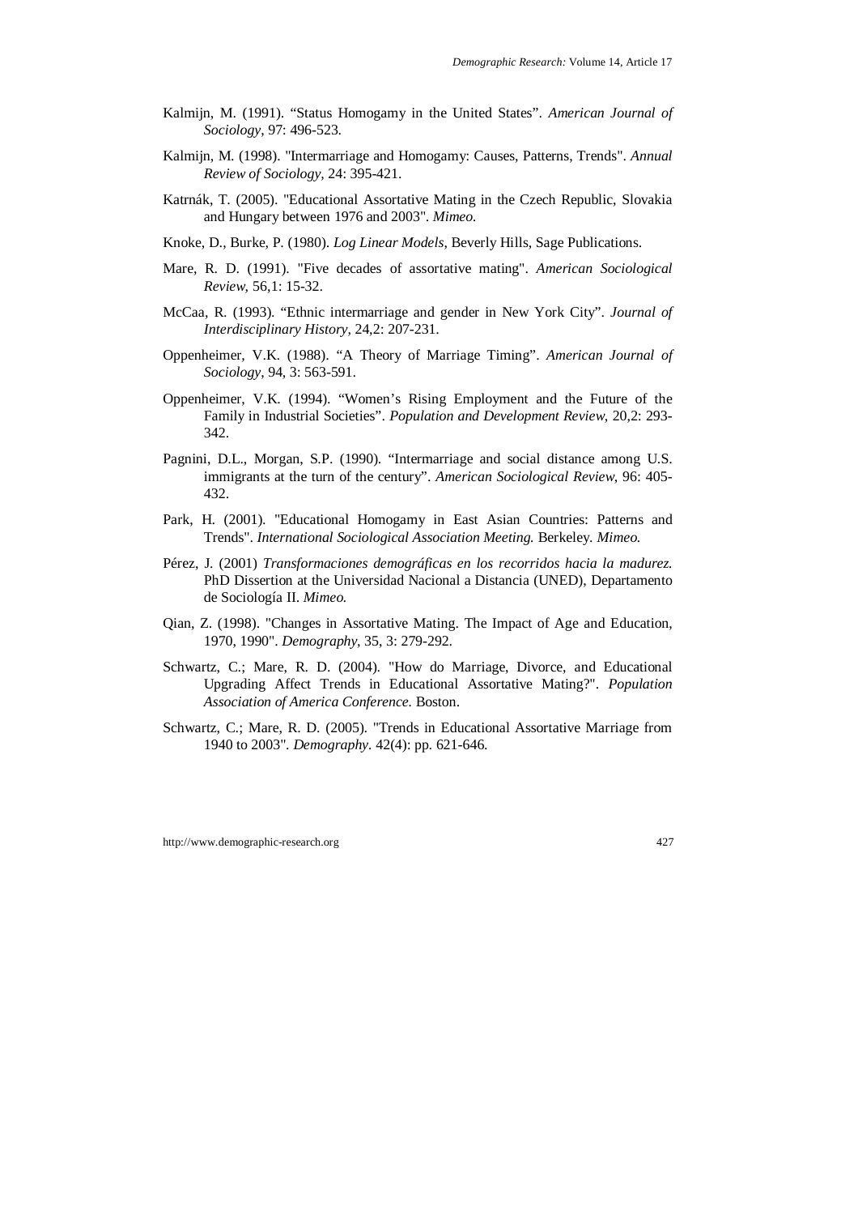Kalmijn, M. (1991). “Status Homogamy in the United States”. *American Journal of Sociology*, 97: 496-523.

Kalmijn, M. (1998). "Intermarriage and Homogamy: Causes, Patterns, Trends". *Annual Review of Sociology*, 24: 395-421.

Katrnák, T. (2005). "Educational Assortative Mating in the Czech Republic, Slovakia and Hungary between 1976 and 2003". *Mimeo.*

Knoke, D., Burke, P. (1980). *Log Linear Models*, Beverly Hills, Sage Publications.

Mare, R. D. (1991). "Five decades of assortative mating". *American Sociological Review*, 56,1: 15-32.

McCaa, R. (1993). “Ethnic intermarriage and gender in New York City”. *Journal of Interdisciplinary History*, 24,2: 207-231.

Oppenheimer, V.K. (1988). “A Theory of Marriage Timing”. *American Journal of Sociology*, 94, 3: 563-591.

Oppenheimer, V.K. (1994). “Women’s Rising Employment and the Future of the Family in Industrial Societies”. *Population and Development Review*, 20,2: 293-342.

Pagnini, D.L., Morgan, S.P. (1990). “Intermarriage and social distance among U.S. immigrants at the turn of the century”. *American Sociological Review*, 96: 405-432.

Park, H. (2001). "Educational Homogamy in East Asian Countries: Patterns and Trends". *International Sociological Association Meeting.* Berkeley. *Mimeo.*

Pérez, J. (2001) *Transformaciones demográficas en los recorridos hacia la madurez.* PhD Dissertion at the Universidad Nacional a Distancia (UNED), Departamento de Sociología II. *Mimeo.*

Qian, Z. (1998). "Changes in Assortative Mating. The Impact of Age and Education, 1970, 1990". *Demography*, 35, 3: 279-292.

Schwartz, C.; Mare, R. D. (2004). "How do Marriage, Divorce, and Educational Upgrading Affect Trends in Educational Assortative Mating?". *Population Association of America Conference.* Boston.

Schwartz, C.; Mare, R. D. (2005). "Trends in Educational Assortative Marriage from 1940 to 2003". *Demography*. 42(4): pp. 621-646.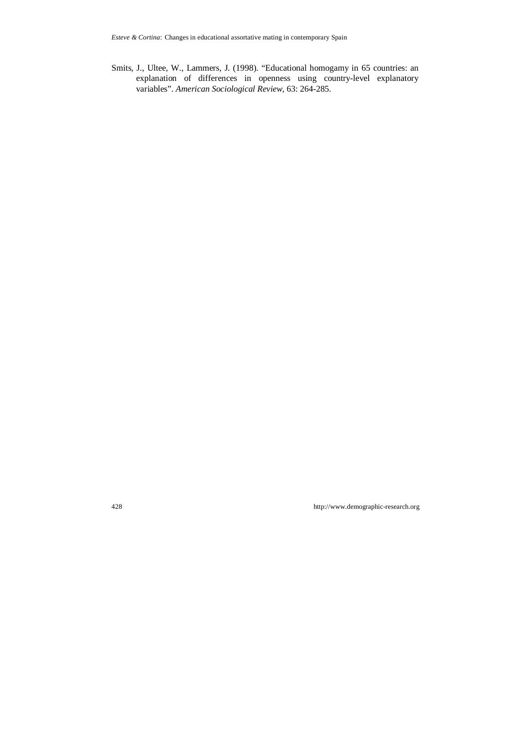Smits, J., Ultee, W., Lammers, J. (1998). “Educational homogamy in 65 countries: an explanation of differences in openness using country-level explanatory variables”. *American Sociological Review,* 63: 264-285.